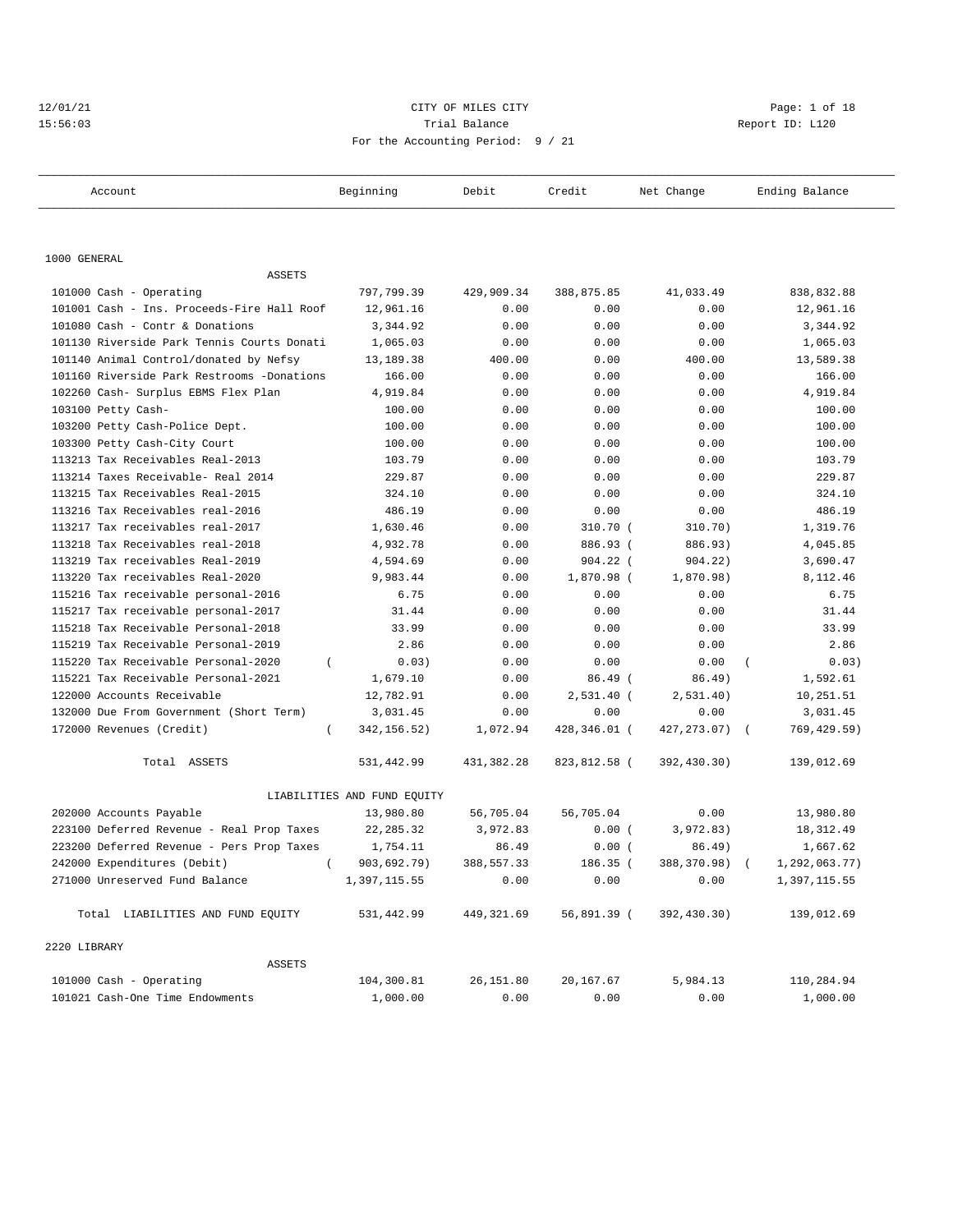12/01/21 CITY OF MILES CITY
15:56:03 Trial Balance Report ID: L120
For the Accounting Period: 9 / 21

| Account | Beginning | Debit | Credit | Net Change | Ending Balance |
|---|---|---|---|---|---|
| **1000 GENERAL** | | | | | |
| ASSETS | | | | | |
| 101000 Cash - Operating | 797,799.39 | 429,909.34 | 388,875.85 | 41,033.49 | 838,832.88 |
| 101001 Cash - Ins. Proceeds-Fire Hall Roof | 12,961.16 | 0.00 | 0.00 | 0.00 | 12,961.16 |
| 101080 Cash - Contr & Donations | 3,344.92 | 0.00 | 0.00 | 0.00 | 3,344.92 |
| 101130 Riverside Park Tennis Courts Donati | 1,065.03 | 0.00 | 0.00 | 0.00 | 1,065.03 |
| 101140 Animal Control/donated by Nefsy | 13,189.38 | 400.00 | 0.00 | 400.00 | 13,589.38 |
| 101160 Riverside Park Restrooms -Donations | 166.00 | 0.00 | 0.00 | 0.00 | 166.00 |
| 102260 Cash- Surplus EBMS Flex Plan | 4,919.84 | 0.00 | 0.00 | 0.00 | 4,919.84 |
| 103100 Petty Cash- | 100.00 | 0.00 | 0.00 | 0.00 | 100.00 |
| 103200 Petty Cash-Police Dept. | 100.00 | 0.00 | 0.00 | 0.00 | 100.00 |
| 103300 Petty Cash-City Court | 100.00 | 0.00 | 0.00 | 0.00 | 100.00 |
| 113213 Tax Receivables Real-2013 | 103.79 | 0.00 | 0.00 | 0.00 | 103.79 |
| 113214 Taxes Receivable- Real 2014 | 229.87 | 0.00 | 0.00 | 0.00 | 229.87 |
| 113215 Tax Receivables Real-2015 | 324.10 | 0.00 | 0.00 | 0.00 | 324.10 |
| 113216 Tax Receivables real-2016 | 486.19 | 0.00 | 0.00 | 0.00 | 486.19 |
| 113217 Tax receivables real-2017 | 1,630.46 | 0.00 | 310.70 | (310.70) | 1,319.76 |
| 113218 Tax Receivables real-2018 | 4,932.78 | 0.00 | 886.93 | (886.93) | 4,045.85 |
| 113219 Tax receivables Real-2019 | 4,594.69 | 0.00 | 904.22 | (904.22) | 3,690.47 |
| 113220 Tax receivables Real-2020 | 9,983.44 | 0.00 | 1,870.98 | (1,870.98) | 8,112.46 |
| 115216 Tax receivable personal-2016 | 6.75 | 0.00 | 0.00 | 0.00 | 6.75 |
| 115217 Tax receivable personal-2017 | 31.44 | 0.00 | 0.00 | 0.00 | 31.44 |
| 115218 Tax Receivable Personal-2018 | 33.99 | 0.00 | 0.00 | 0.00 | 33.99 |
| 115219 Tax Receivable Personal-2019 | 2.86 | 0.00 | 0.00 | 0.00 | 2.86 |
| 115220 Tax Receivable Personal-2020 | (0.03) | 0.00 | 0.00 | 0.00 | (0.03) |
| 115221 Tax Receivable Personal-2021 | 1,679.10 | 0.00 | 86.49 | (86.49) | 1,592.61 |
| 122000 Accounts Receivable | 12,782.91 | 0.00 | 2,531.40 | (2,531.40) | 10,251.51 |
| 132000 Due From Government (Short Term) | 3,031.45 | 0.00 | 0.00 | 0.00 | 3,031.45 |
| 172000 Revenues (Credit) | (342,156.52) | 1,072.94 | 428,346.01 | (427,273.07) | (769,429.59) |
| Total ASSETS | 531,442.99 | 431,382.28 | 823,812.58 | (392,430.30) | 139,012.69 |
| LIABILITIES AND FUND EQUITY | | | | | |
| 202000 Accounts Payable | 13,980.80 | 56,705.04 | 56,705.04 | 0.00 | 13,980.80 |
| 223100 Deferred Revenue - Real Prop Taxes | 22,285.32 | 3,972.83 | 0.00 | (3,972.83) | 18,312.49 |
| 223200 Deferred Revenue - Pers Prop Taxes | 1,754.11 | 86.49 | 0.00 | (86.49) | 1,667.62 |
| 242000 Expenditures (Debit) | (903,692.79) | 388,557.33 | 186.35 | (388,370.98) | (1,292,063.77) |
| 271000 Unreserved Fund Balance | 1,397,115.55 | 0.00 | 0.00 | 0.00 | 1,397,115.55 |
| Total LIABILITIES AND FUND EQUITY | 531,442.99 | 449,321.69 | 56,891.39 | (392,430.30) | 139,012.69 |
| **2220 LIBRARY** | | | | | |
| ASSETS | | | | | |
| 101000 Cash - Operating | 104,300.81 | 26,151.80 | 20,167.67 | 5,984.13 | 110,284.94 |
| 101021 Cash-One Time Endowments | 1,000.00 | 0.00 | 0.00 | 0.00 | 1,000.00 |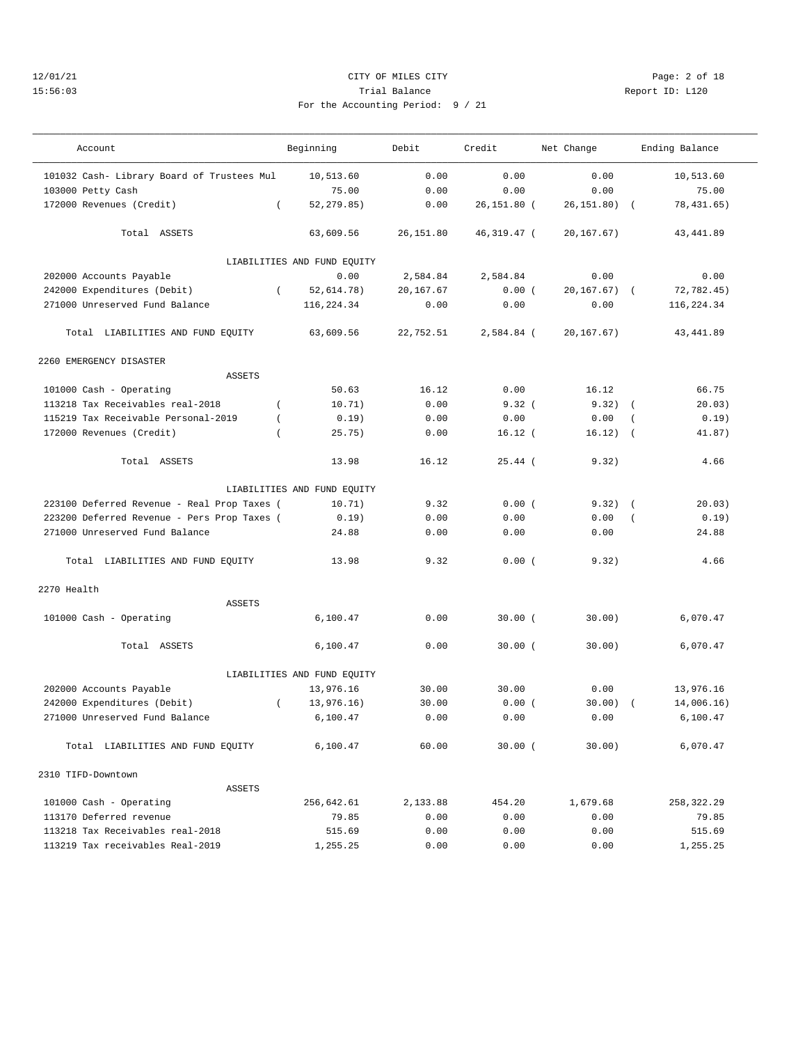CITY OF MILES CITY

Trial Balance

For the Accounting Period: 9 / 21

| Account | Beginning | Debit | Credit | Net Change | Ending Balance |
|---|---|---|---|---|---|
| 101032 Cash- Library Board of Trustees Mul | 10,513.60 | 0.00 | 0.00 | 0.00 | 10,513.60 |
| 103000 Petty Cash | 75.00 | 0.00 | 0.00 | 0.00 | 75.00 |
| 172000 Revenues (Credit) | ( 52,279.85) | 0.00 | 26,151.80 | ( 26,151.80) | ( 78,431.65) |
| Total ASSETS | 63,609.56 | 26,151.80 | 46,319.47 | ( 20,167.67) | 43,441.89 |
| LIABILITIES AND FUND EQUITY | | | | | |
| 202000 Accounts Payable | 0.00 | 2,584.84 | 2,584.84 | 0.00 | 0.00 |
| 242000 Expenditures (Debit) | ( 52,614.78) | 20,167.67 | 0.00 | ( 20,167.67) | ( 72,782.45) |
| 271000 Unreserved Fund Balance | 116,224.34 | 0.00 | 0.00 | 0.00 | 116,224.34 |
| Total LIABILITIES AND FUND EQUITY | 63,609.56 | 22,752.51 | 2,584.84 | ( 20,167.67) | 43,441.89 |
| **2260 EMERGENCY DISASTER** | | | | | |
| ASSETS | | | | | |
| 101000 Cash - Operating | 50.63 | 16.12 | 0.00 | 16.12 | 66.75 |
| 113218 Tax Receivables real-2018 | ( 10.71) | 0.00 | 9.32 | ( 9.32) | ( 20.03) |
| 115219 Tax Receivable Personal-2019 | ( 0.19) | 0.00 | 0.00 | 0.00 | ( 0.19) |
| 172000 Revenues (Credit) | ( 25.75) | 0.00 | 16.12 | ( 16.12) | ( 41.87) |
| Total ASSETS | 13.98 | 16.12 | 25.44 | ( 9.32) | 4.66 |
| LIABILITIES AND FUND EQUITY | | | | | |
| 223100 Deferred Revenue - Real Prop Taxes | ( 10.71) | 9.32 | 0.00 | ( 9.32) | ( 20.03) |
| 223200 Deferred Revenue - Pers Prop Taxes | ( 0.19) | 0.00 | 0.00 | 0.00 | ( 0.19) |
| 271000 Unreserved Fund Balance | 24.88 | 0.00 | 0.00 | 0.00 | 24.88 |
| Total LIABILITIES AND FUND EQUITY | 13.98 | 9.32 | 0.00 | ( 9.32) | 4.66 |
| **2270 Health** | | | | | |
| ASSETS | | | | | |
| 101000 Cash - Operating | 6,100.47 | 0.00 | 30.00 | ( 30.00) | 6,070.47 |
| Total ASSETS | 6,100.47 | 0.00 | 30.00 | ( 30.00) | 6,070.47 |
| LIABILITIES AND FUND EQUITY | | | | | |
| 202000 Accounts Payable | 13,976.16 | 30.00 | 30.00 | 0.00 | 13,976.16 |
| 242000 Expenditures (Debit) | ( 13,976.16) | 30.00 | 0.00 | ( 30.00) | ( 14,006.16) |
| 271000 Unreserved Fund Balance | 6,100.47 | 0.00 | 0.00 | 0.00 | 6,100.47 |
| Total LIABILITIES AND FUND EQUITY | 6,100.47 | 60.00 | 30.00 | ( 30.00) | 6,070.47 |
| **2310 TIFD-Downtown** | | | | | |
| ASSETS | | | | | |
| 101000 Cash - Operating | 256,642.61 | 2,133.88 | 454.20 | 1,679.68 | 258,322.29 |
| 113170 Deferred revenue | 79.85 | 0.00 | 0.00 | 0.00 | 79.85 |
| 113218 Tax Receivables real-2018 | 515.69 | 0.00 | 0.00 | 0.00 | 515.69 |
| 113219 Tax receivables Real-2019 | 1,255.25 | 0.00 | 0.00 | 0.00 | 1,255.25 |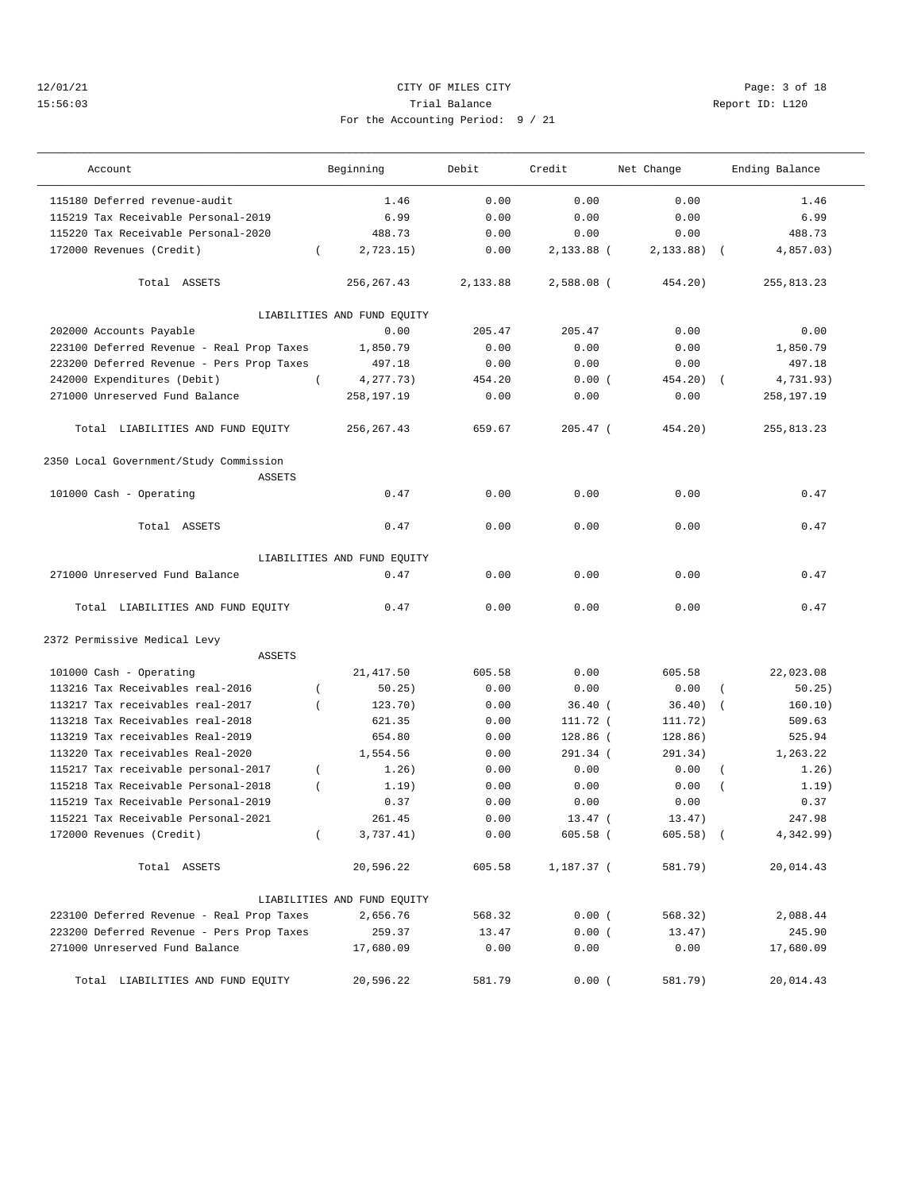12/01/21 CITY OF MILES CITY
15:56:03 Trial Balance Report ID: L120
For the Accounting Period: 9 / 21

| Account | Beginning | Debit | Credit | Net Change | Ending Balance |
|---|---|---|---|---|---|
| 115180 Deferred revenue-audit | 1.46 | 0.00 | 0.00 | 0.00 | 1.46 |
| 115219 Tax Receivable Personal-2019 | 6.99 | 0.00 | 0.00 | 0.00 | 6.99 |
| 115220 Tax Receivable Personal-2020 | 488.73 | 0.00 | 0.00 | 0.00 | 488.73 |
| 172000 Revenues (Credit) | ( 2,723.15) | 0.00 | 2,133.88 | ( 2,133.88) | ( 4,857.03) |
| Total ASSETS | 256,267.43 | 2,133.88 | 2,588.08 | ( 454.20) | 255,813.23 |
| LIABILITIES AND FUND EQUITY | | | | | |
| 202000 Accounts Payable | 0.00 | 205.47 | 205.47 | 0.00 | 0.00 |
| 223100 Deferred Revenue - Real Prop Taxes | 1,850.79 | 0.00 | 0.00 | 0.00 | 1,850.79 |
| 223200 Deferred Revenue - Pers Prop Taxes | 497.18 | 0.00 | 0.00 | 0.00 | 497.18 |
| 242000 Expenditures (Debit) | ( 4,277.73) | 454.20 | 0.00 | ( 454.20) | ( 4,731.93) |
| 271000 Unreserved Fund Balance | 258,197.19 | 0.00 | 0.00 | 0.00 | 258,197.19 |
| Total LIABILITIES AND FUND EQUITY | 256,267.43 | 659.67 | 205.47 | ( 454.20) | 255,813.23 |

2350 Local Government/Study Commission

| Account | Beginning | Debit | Credit | Net Change | Ending Balance |
|---|---|---|---|---|---|
| ASSETS | | | | | |
| 101000 Cash - Operating | 0.47 | 0.00 | 0.00 | 0.00 | 0.47 |
| Total ASSETS | 0.47 | 0.00 | 0.00 | 0.00 | 0.47 |
| LIABILITIES AND FUND EQUITY | | | | | |
| 271000 Unreserved Fund Balance | 0.47 | 0.00 | 0.00 | 0.00 | 0.47 |
| Total LIABILITIES AND FUND EQUITY | 0.47 | 0.00 | 0.00 | 0.00 | 0.47 |

2372 Permissive Medical Levy

| Account | Beginning | Debit | Credit | Net Change | Ending Balance |
|---|---|---|---|---|---|
| ASSETS | | | | | |
| 101000 Cash - Operating | 21,417.50 | 605.58 | 0.00 | 605.58 | 22,023.08 |
| 113216 Tax Receivables real-2016 | ( 50.25) | 0.00 | 0.00 | 0.00 | ( 50.25) |
| 113217 Tax receivables real-2017 | ( 123.70) | 0.00 | 36.40 | ( 36.40) | ( 160.10) |
| 113218 Tax Receivables real-2018 | 621.35 | 0.00 | 111.72 | ( 111.72) | 509.63 |
| 113219 Tax receivables Real-2019 | 654.80 | 0.00 | 128.86 | ( 128.86) | 525.94 |
| 113220 Tax receivables Real-2020 | 1,554.56 | 0.00 | 291.34 | ( 291.34) | 1,263.22 |
| 115217 Tax receivable personal-2017 | ( 1.26) | 0.00 | 0.00 | 0.00 | ( 1.26) |
| 115218 Tax Receivable Personal-2018 | ( 1.19) | 0.00 | 0.00 | 0.00 | ( 1.19) |
| 115219 Tax Receivable Personal-2019 | 0.37 | 0.00 | 0.00 | 0.00 | 0.37 |
| 115221 Tax Receivable Personal-2021 | 261.45 | 0.00 | 13.47 | ( 13.47) | 247.98 |
| 172000 Revenues (Credit) | ( 3,737.41) | 0.00 | 605.58 | ( 605.58) | ( 4,342.99) |
| Total ASSETS | 20,596.22 | 605.58 | 1,187.37 | ( 581.79) | 20,014.43 |
| LIABILITIES AND FUND EQUITY | | | | | |
| 223100 Deferred Revenue - Real Prop Taxes | 2,656.76 | 568.32 | 0.00 | ( 568.32) | 2,088.44 |
| 223200 Deferred Revenue - Pers Prop Taxes | 259.37 | 13.47 | 0.00 | ( 13.47) | 245.90 |
| 271000 Unreserved Fund Balance | 17,680.09 | 0.00 | 0.00 | 0.00 | 17,680.09 |
| Total LIABILITIES AND FUND EQUITY | 20,596.22 | 581.79 | 0.00 | ( 581.79) | 20,014.43 |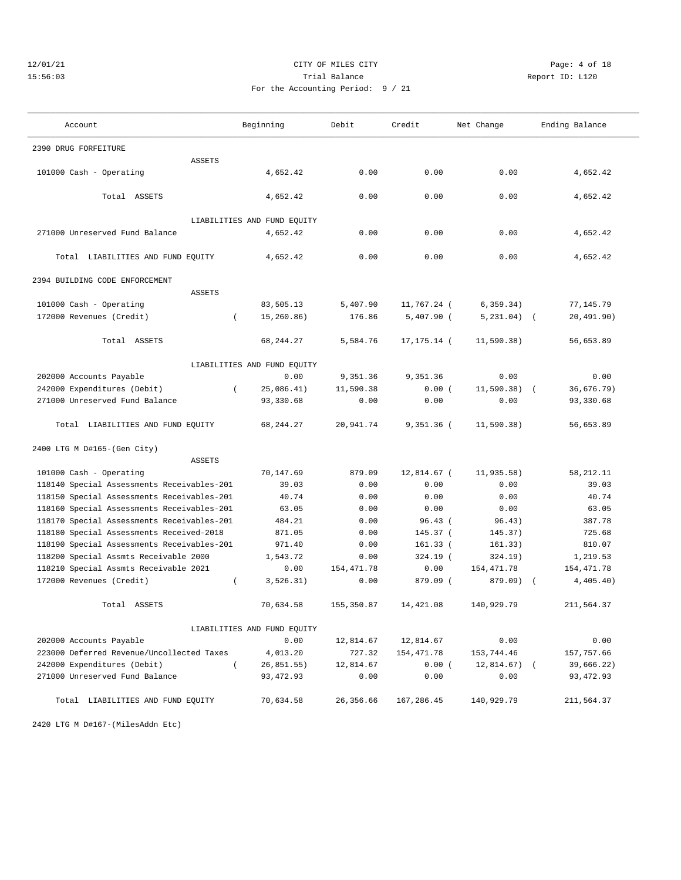CITY OF MILES CITY

Trial Balance

For the Accounting Period: 9 / 21

| Account | Beginning | Debit | Credit | Net Change | Ending Balance |
|---|---|---|---|---|---|
| **2390 DRUG FORFEITURE** | | | | | |
| ASSETS | | | | | |
| 101000 Cash - Operating | 4,652.42 | 0.00 | 0.00 | 0.00 | 4,652.42 |
| Total ASSETS | 4,652.42 | 0.00 | 0.00 | 0.00 | 4,652.42 |
| LIABILITIES AND FUND EQUITY | | | | | |
| 271000 Unreserved Fund Balance | 4,652.42 | 0.00 | 0.00 | 0.00 | 4,652.42 |
| Total LIABILITIES AND FUND EQUITY | 4,652.42 | 0.00 | 0.00 | 0.00 | 4,652.42 |
| **2394 BUILDING CODE ENFORCEMENT** | | | | | |
| ASSETS | | | | | |
| 101000 Cash - Operating | 83,505.13 | 5,407.90 | 11,767.24 | ( 6,359.34) | 77,145.79 |
| 172000 Revenues (Credit) | ( 15,260.86) | 176.86 | 5,407.90 | ( 5,231.04) | ( 20,491.90) |
| Total ASSETS | 68,244.27 | 5,584.76 | 17,175.14 | ( 11,590.38) | 56,653.89 |
| LIABILITIES AND FUND EQUITY | | | | | |
| 202000 Accounts Payable | 0.00 | 9,351.36 | 9,351.36 | 0.00 | 0.00 |
| 242000 Expenditures (Debit) | ( 25,086.41) | 11,590.38 | 0.00 | ( 11,590.38) | ( 36,676.79) |
| 271000 Unreserved Fund Balance | 93,330.68 | 0.00 | 0.00 | 0.00 | 93,330.68 |
| Total LIABILITIES AND FUND EQUITY | 68,244.27 | 20,941.74 | 9,351.36 | ( 11,590.38) | 56,653.89 |
| **2400 LTG M D#165-(Gen City)** | | | | | |
| ASSETS | | | | | |
| 101000 Cash - Operating | 70,147.69 | 879.09 | 12,814.67 | ( 11,935.58) | 58,212.11 |
| 118140 Special Assessments Receivables-201 | 39.03 | 0.00 | 0.00 | 0.00 | 39.03 |
| 118150 Special Assessments Receivables-201 | 40.74 | 0.00 | 0.00 | 0.00 | 40.74 |
| 118160 Special Assessments Receivables-201 | 63.05 | 0.00 | 0.00 | 0.00 | 63.05 |
| 118170 Special Assessments Receivables-201 | 484.21 | 0.00 | 96.43 | ( 96.43) | 387.78 |
| 118180 Special Assessments Received-2018 | 871.05 | 0.00 | 145.37 | ( 145.37) | 725.68 |
| 118190 Special Assessments Receivables-201 | 971.40 | 0.00 | 161.33 | ( 161.33) | 810.07 |
| 118200 Special Assmts Receivable 2000 | 1,543.72 | 0.00 | 324.19 | ( 324.19) | 1,219.53 |
| 118210 Special Assmts Receivable 2021 | 0.00 | 154,471.78 | 0.00 | 154,471.78 | 154,471.78 |
| 172000 Revenues (Credit) | ( 3,526.31) | 0.00 | 879.09 | ( 879.09) | ( 4,405.40) |
| Total ASSETS | 70,634.58 | 155,350.87 | 14,421.08 | 140,929.79 | 211,564.37 |
| LIABILITIES AND FUND EQUITY | | | | | |
| 202000 Accounts Payable | 0.00 | 12,814.67 | 12,814.67 | 0.00 | 0.00 |
| 223000 Deferred Revenue/Uncollected Taxes | 4,013.20 | 727.32 | 154,471.78 | 153,744.46 | 157,757.66 |
| 242000 Expenditures (Debit) | ( 26,851.55) | 12,814.67 | 0.00 | ( 12,814.67) | ( 39,666.22) |
| 271000 Unreserved Fund Balance | 93,472.93 | 0.00 | 0.00 | 0.00 | 93,472.93 |
| Total LIABILITIES AND FUND EQUITY | 70,634.58 | 26,356.66 | 167,286.45 | 140,929.79 | 211,564.37 |
| **2420 LTG M D#167-(MilesAddn Etc)** | | | | | |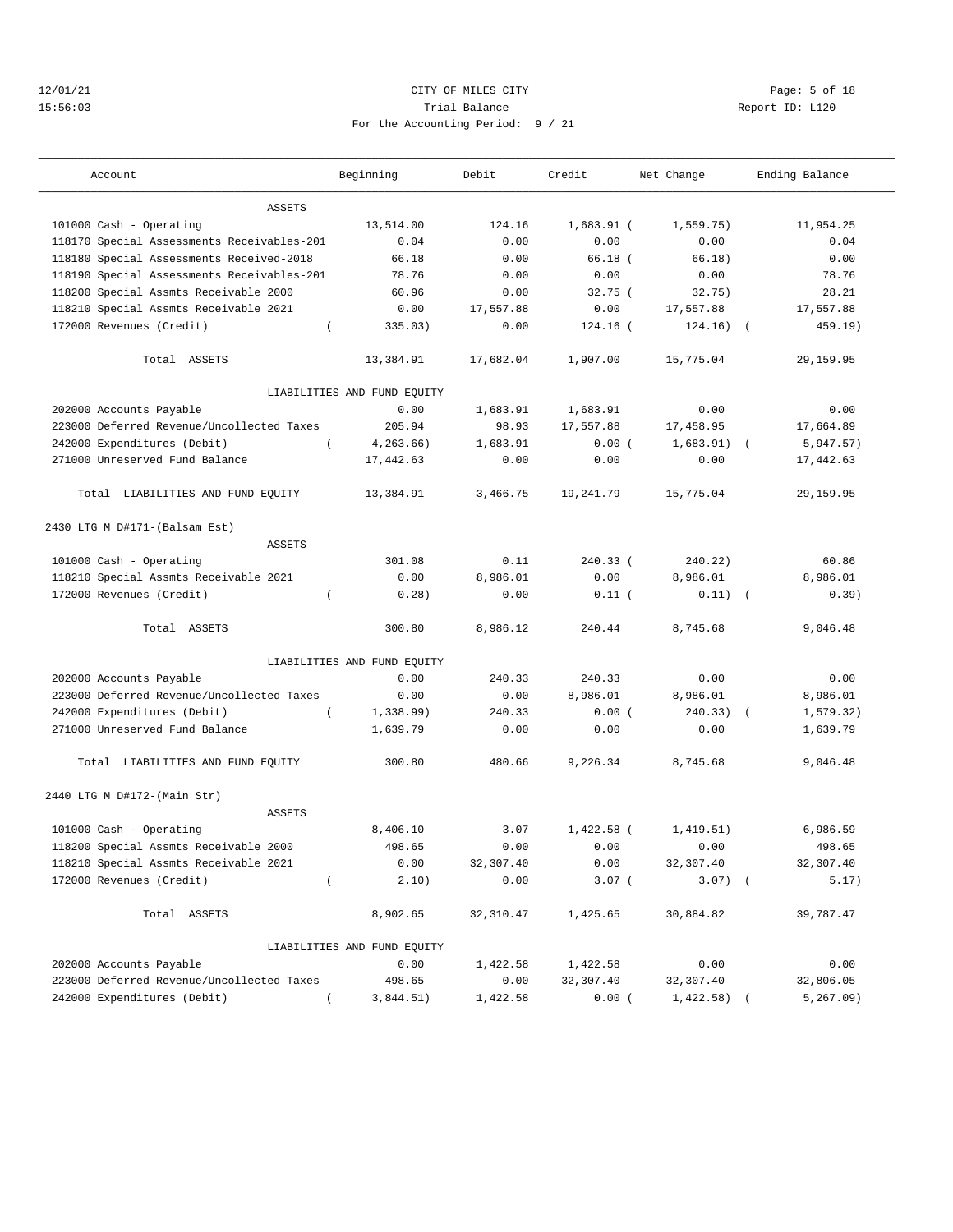12/01/21 CITY OF MILES CITY

15:56:03 Trial Balance Report ID: L120

For the Accounting Period: 9 / 21

| Account | Beginning | Debit | Credit | Net Change | Ending Balance |
|---|---|---|---|---|---|
| ASSETS | | | | | |
| 101000 Cash - Operating | 13,514.00 | 124.16 | 1,683.91 | ( 1,559.75) | 11,954.25 |
| 118170 Special Assessments Receivables-201 | 0.04 | 0.00 | 0.00 | 0.00 | 0.04 |
| 118180 Special Assessments Received-2018 | 66.18 | 0.00 | 66.18 | ( 66.18) | 0.00 |
| 118190 Special Assessments Receivables-201 | 78.76 | 0.00 | 0.00 | 0.00 | 78.76 |
| 118200 Special Assmts Receivable 2000 | 60.96 | 0.00 | 32.75 | ( 32.75) | 28.21 |
| 118210 Special Assmts Receivable 2021 | 0.00 | 17,557.88 | 0.00 | 17,557.88 | 17,557.88 |
| 172000 Revenues (Credit) | ( 335.03) | 0.00 | 124.16 | ( 124.16) | ( 459.19) |
| Total ASSETS | 13,384.91 | 17,682.04 | 1,907.00 | 15,775.04 | 29,159.95 |
| LIABILITIES AND FUND EQUITY | | | | | |
| 202000 Accounts Payable | 0.00 | 1,683.91 | 1,683.91 | 0.00 | 0.00 |
| 223000 Deferred Revenue/Uncollected Taxes | 205.94 | 98.93 | 17,557.88 | 17,458.95 | 17,664.89 |
| 242000 Expenditures (Debit) | ( 4,263.66) | 1,683.91 | 0.00 | ( 1,683.91) | ( 5,947.57) |
| 271000 Unreserved Fund Balance | 17,442.63 | 0.00 | 0.00 | 0.00 | 17,442.63 |
| Total LIABILITIES AND FUND EQUITY | 13,384.91 | 3,466.75 | 19,241.79 | 15,775.04 | 29,159.95 |
| 2430 LTG M D#171-(Balsam Est) | | | | | |
| ASSETS | | | | | |
| 101000 Cash - Operating | 301.08 | 0.11 | 240.33 | ( 240.22) | 60.86 |
| 118210 Special Assmts Receivable 2021 | 0.00 | 8,986.01 | 0.00 | 8,986.01 | 8,986.01 |
| 172000 Revenues (Credit) | ( 0.28) | 0.00 | 0.11 | ( 0.11) | ( 0.39) |
| Total ASSETS | 300.80 | 8,986.12 | 240.44 | 8,745.68 | 9,046.48 |
| LIABILITIES AND FUND EQUITY | | | | | |
| 202000 Accounts Payable | 0.00 | 240.33 | 240.33 | 0.00 | 0.00 |
| 223000 Deferred Revenue/Uncollected Taxes | 0.00 | 0.00 | 8,986.01 | 8,986.01 | 8,986.01 |
| 242000 Expenditures (Debit) | ( 1,338.99) | 240.33 | 0.00 | ( 240.33) | ( 1,579.32) |
| 271000 Unreserved Fund Balance | 1,639.79 | 0.00 | 0.00 | 0.00 | 1,639.79 |
| Total LIABILITIES AND FUND EQUITY | 300.80 | 480.66 | 9,226.34 | 8,745.68 | 9,046.48 |
| 2440 LTG M D#172-(Main Str) | | | | | |
| ASSETS | | | | | |
| 101000 Cash - Operating | 8,406.10 | 3.07 | 1,422.58 | ( 1,419.51) | 6,986.59 |
| 118200 Special Assmts Receivable 2000 | 498.65 | 0.00 | 0.00 | 0.00 | 498.65 |
| 118210 Special Assmts Receivable 2021 | 0.00 | 32,307.40 | 0.00 | 32,307.40 | 32,307.40 |
| 172000 Revenues (Credit) | ( 2.10) | 0.00 | 3.07 | ( 3.07) | ( 5.17) |
| Total ASSETS | 8,902.65 | 32,310.47 | 1,425.65 | 30,884.82 | 39,787.47 |
| LIABILITIES AND FUND EQUITY | | | | | |
| 202000 Accounts Payable | 0.00 | 1,422.58 | 1,422.58 | 0.00 | 0.00 |
| 223000 Deferred Revenue/Uncollected Taxes | 498.65 | 0.00 | 32,307.40 | 32,307.40 | 32,806.05 |
| 242000 Expenditures (Debit) | ( 3,844.51) | 1,422.58 | 0.00 | ( 1,422.58) | ( 5,267.09) |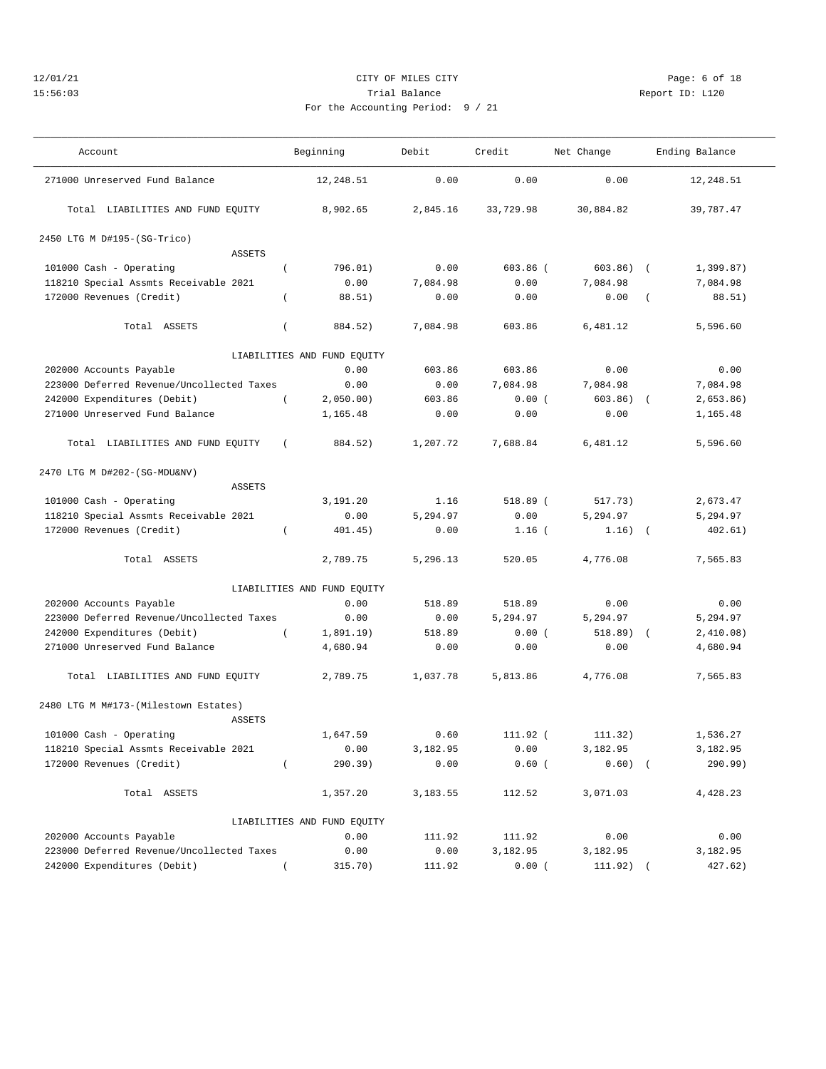CITY OF MILES CITY
Trial Balance
For the Accounting Period: 9 / 21

12/01/21
15:56:03

Report ID: L120

| Account | Beginning | Debit | Credit | Net Change | Ending Balance |
|---|---|---|---|---|---|
| 271000 Unreserved Fund Balance | 12,248.51 | 0.00 | 0.00 | 0.00 | 12,248.51 |
| Total LIABILITIES AND FUND EQUITY | 8,902.65 | 2,845.16 | 33,729.98 | 30,884.82 | 39,787.47 |
| **2450 LTG M D#195-(SG-Trico)** | | | | | |
| ASSETS | | | | | |
| 101000 Cash - Operating | ( 796.01) | 0.00 | 603.86 | ( 603.86) | ( 1,399.87) |
| 118210 Special Assmts Receivable 2021 | 0.00 | 7,084.98 | 0.00 | 7,084.98 | 7,084.98 |
| 172000 Revenues (Credit) | ( 88.51) | 0.00 | 0.00 | 0.00 | ( 88.51) |
| Total ASSETS | ( 884.52) | 7,084.98 | 603.86 | 6,481.12 | 5,596.60 |
| LIABILITIES AND FUND EQUITY | | | | | |
| 202000 Accounts Payable | 0.00 | 603.86 | 603.86 | 0.00 | 0.00 |
| 223000 Deferred Revenue/Uncollected Taxes | 0.00 | 0.00 | 7,084.98 | 7,084.98 | 7,084.98 |
| 242000 Expenditures (Debit) | ( 2,050.00) | 603.86 | 0.00 | ( 603.86) | ( 2,653.86) |
| 271000 Unreserved Fund Balance | 1,165.48 | 0.00 | 0.00 | 0.00 | 1,165.48 |
| Total LIABILITIES AND FUND EQUITY | ( 884.52) | 1,207.72 | 7,688.84 | 6,481.12 | 5,596.60 |
| **2470 LTG M D#202-(SG-MDU&NV)** | | | | | |
| ASSETS | | | | | |
| 101000 Cash - Operating | 3,191.20 | 1.16 | 518.89 | ( 517.73) | 2,673.47 |
| 118210 Special Assmts Receivable 2021 | 0.00 | 5,294.97 | 0.00 | 5,294.97 | 5,294.97 |
| 172000 Revenues (Credit) | ( 401.45) | 0.00 | 1.16 | ( 1.16) | ( 402.61) |
| Total ASSETS | 2,789.75 | 5,296.13 | 520.05 | 4,776.08 | 7,565.83 |
| LIABILITIES AND FUND EQUITY | | | | | |
| 202000 Accounts Payable | 0.00 | 518.89 | 518.89 | 0.00 | 0.00 |
| 223000 Deferred Revenue/Uncollected Taxes | 0.00 | 0.00 | 5,294.97 | 5,294.97 | 5,294.97 |
| 242000 Expenditures (Debit) | ( 1,891.19) | 518.89 | 0.00 | ( 518.89) | ( 2,410.08) |
| 271000 Unreserved Fund Balance | 4,680.94 | 0.00 | 0.00 | 0.00 | 4,680.94 |
| Total LIABILITIES AND FUND EQUITY | 2,789.75 | 1,037.78 | 5,813.86 | 4,776.08 | 7,565.83 |
| **2480 LTG M M#173-(Milestown Estates)** | | | | | |
| ASSETS | | | | | |
| 101000 Cash - Operating | 1,647.59 | 0.60 | 111.92 | ( 111.32) | 1,536.27 |
| 118210 Special Assmts Receivable 2021 | 0.00 | 3,182.95 | 0.00 | 3,182.95 | 3,182.95 |
| 172000 Revenues (Credit) | ( 290.39) | 0.00 | 0.60 | ( 0.60) | ( 290.99) |
| Total ASSETS | 1,357.20 | 3,183.55 | 112.52 | 3,071.03 | 4,428.23 |
| LIABILITIES AND FUND EQUITY | | | | | |
| 202000 Accounts Payable | 0.00 | 111.92 | 111.92 | 0.00 | 0.00 |
| 223000 Deferred Revenue/Uncollected Taxes | 0.00 | 0.00 | 3,182.95 | 3,182.95 | 3,182.95 |
| 242000 Expenditures (Debit) | ( 315.70) | 111.92 | 0.00 | ( 111.92) | ( 427.62) |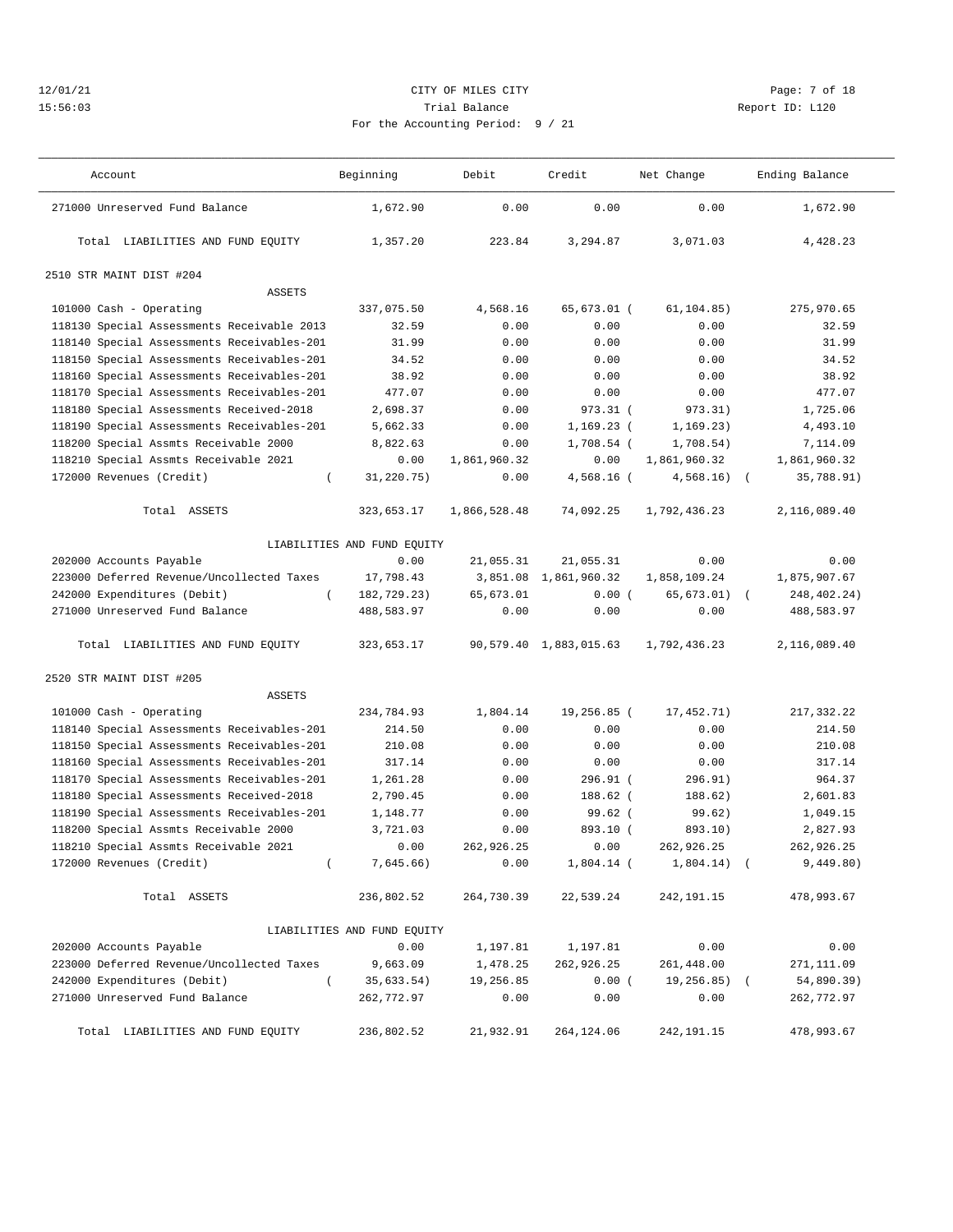12/01/21 CITY OF MILES CITY
15:56:03 Trial Balance Report ID: L120
For the Accounting Period: 9 / 21

| Account | Beginning | Debit | Credit | Net Change | Ending Balance |
|---|---|---|---|---|---|
| 271000 Unreserved Fund Balance | 1,672.90 | 0.00 | 0.00 | 0.00 | 1,672.90 |
| Total LIABILITIES AND FUND EQUITY | 1,357.20 | 223.84 | 3,294.87 | 3,071.03 | 4,428.23 |
| **2510 STR MAINT DIST #204** | | | | | |
| ASSETS | | | | | |
| 101000 Cash - Operating | 337,075.50 | 4,568.16 | 65,673.01 | (61,104.85) | 275,970.65 |
| 118130 Special Assessments Receivable 2013 | 32.59 | 0.00 | 0.00 | 0.00 | 32.59 |
| 118140 Special Assessments Receivables-201 | 31.99 | 0.00 | 0.00 | 0.00 | 31.99 |
| 118150 Special Assessments Receivables-201 | 34.52 | 0.00 | 0.00 | 0.00 | 34.52 |
| 118160 Special Assessments Receivables-201 | 38.92 | 0.00 | 0.00 | 0.00 | 38.92 |
| 118170 Special Assessments Receivables-201 | 477.07 | 0.00 | 0.00 | 0.00 | 477.07 |
| 118180 Special Assessments Received-2018 | 2,698.37 | 0.00 | 973.31 | (973.31) | 1,725.06 |
| 118190 Special Assessments Receivables-201 | 5,662.33 | 0.00 | 1,169.23 | (1,169.23) | 4,493.10 |
| 118200 Special Assmts Receivable 2000 | 8,822.63 | 0.00 | 1,708.54 | (1,708.54) | 7,114.09 |
| 118210 Special Assmts Receivable 2021 | 0.00 | 1,861,960.32 | 0.00 | 1,861,960.32 | 1,861,960.32 |
| 172000 Revenues (Credit) | (31,220.75) | 0.00 | 4,568.16 | (4,568.16) | (35,788.91) |
| Total ASSETS | 323,653.17 | 1,866,528.48 | 74,092.25 | 1,792,436.23 | 2,116,089.40 |
| LIABILITIES AND FUND EQUITY | | | | | |
| 202000 Accounts Payable | 0.00 | 21,055.31 | 21,055.31 | 0.00 | 0.00 |
| 223000 Deferred Revenue/Uncollected Taxes | 17,798.43 | 3,851.08 | 1,861,960.32 | 1,858,109.24 | 1,875,907.67 |
| 242000 Expenditures (Debit) | (182,729.23) | 65,673.01 | 0.00 | (65,673.01) | (248,402.24) |
| 271000 Unreserved Fund Balance | 488,583.97 | 0.00 | 0.00 | 0.00 | 488,583.97 |
| Total LIABILITIES AND FUND EQUITY | 323,653.17 | 90,579.40 | 1,883,015.63 | 1,792,436.23 | 2,116,089.40 |
| **2520 STR MAINT DIST #205** | | | | | |
| ASSETS | | | | | |
| 101000 Cash - Operating | 234,784.93 | 1,804.14 | 19,256.85 | (17,452.71) | 217,332.22 |
| 118140 Special Assessments Receivables-201 | 214.50 | 0.00 | 0.00 | 0.00 | 214.50 |
| 118150 Special Assessments Receivables-201 | 210.08 | 0.00 | 0.00 | 0.00 | 210.08 |
| 118160 Special Assessments Receivables-201 | 317.14 | 0.00 | 0.00 | 0.00 | 317.14 |
| 118170 Special Assessments Receivables-201 | 1,261.28 | 0.00 | 296.91 | (296.91) | 964.37 |
| 118180 Special Assessments Received-2018 | 2,790.45 | 0.00 | 188.62 | (188.62) | 2,601.83 |
| 118190 Special Assessments Receivables-201 | 1,148.77 | 0.00 | 99.62 | (99.62) | 1,049.15 |
| 118200 Special Assmts Receivable 2000 | 3,721.03 | 0.00 | 893.10 | (893.10) | 2,827.93 |
| 118210 Special Assmts Receivable 2021 | 0.00 | 262,926.25 | 0.00 | 262,926.25 | 262,926.25 |
| 172000 Revenues (Credit) | (7,645.66) | 0.00 | 1,804.14 | (1,804.14) | (9,449.80) |
| Total ASSETS | 236,802.52 | 264,730.39 | 22,539.24 | 242,191.15 | 478,993.67 |
| LIABILITIES AND FUND EQUITY | | | | | |
| 202000 Accounts Payable | 0.00 | 1,197.81 | 1,197.81 | 0.00 | 0.00 |
| 223000 Deferred Revenue/Uncollected Taxes | 9,663.09 | 1,478.25 | 262,926.25 | 261,448.00 | 271,111.09 |
| 242000 Expenditures (Debit) | (35,633.54) | 19,256.85 | 0.00 | (19,256.85) | (54,890.39) |
| 271000 Unreserved Fund Balance | 262,772.97 | 0.00 | 0.00 | 0.00 | 262,772.97 |
| Total LIABILITIES AND FUND EQUITY | 236,802.52 | 21,932.91 | 264,124.06 | 242,191.15 | 478,993.67 |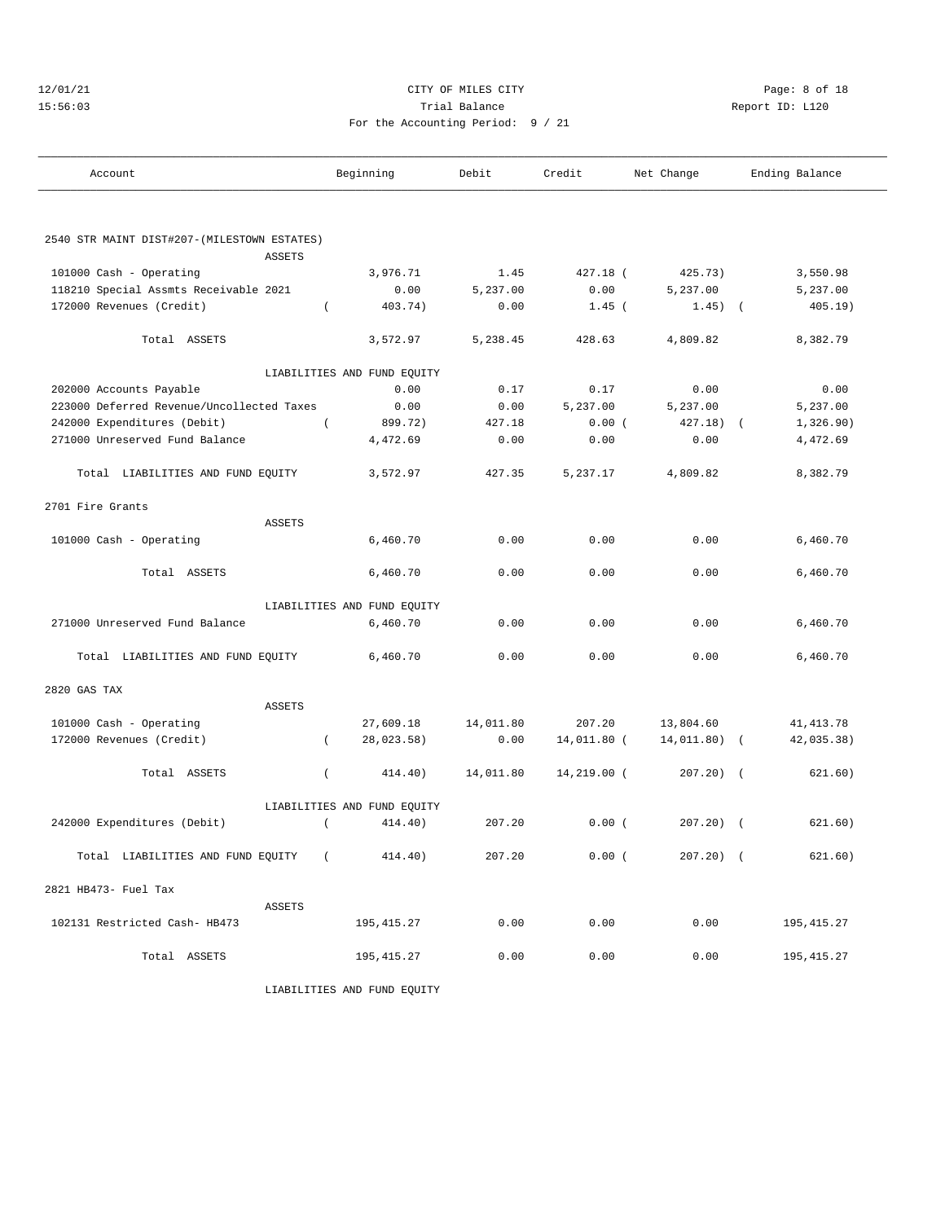CITY OF MILES CITY

Trial Balance

For the Accounting Period: 9 / 21

| Account | Beginning | Debit | Credit | Net Change | Ending Balance |
|---|---|---|---|---|---|
| **2540 STR MAINT DIST#207-(MILESTOWN ESTATES)** | | | | | |
| ASSETS | | | | | |
| 101000 Cash - Operating | 3,976.71 | 1.45 | 427.18 | ( 425.73) | 3,550.98 |
| 118210 Special Assmts Receivable 2021 | 0.00 | 5,237.00 | 0.00 | 5,237.00 | 5,237.00 |
| 172000 Revenues (Credit) | ( 403.74) | 0.00 | 1.45 | ( 1.45) | ( 405.19) |
| Total ASSETS | 3,572.97 | 5,238.45 | 428.63 | 4,809.82 | 8,382.79 |
| LIABILITIES AND FUND EQUITY | | | | | |
| 202000 Accounts Payable | 0.00 | 0.17 | 0.17 | 0.00 | 0.00 |
| 223000 Deferred Revenue/Uncollected Taxes | 0.00 | 0.00 | 5,237.00 | 5,237.00 | 5,237.00 |
| 242000 Expenditures (Debit) | ( 899.72) | 427.18 | 0.00 | ( 427.18) | ( 1,326.90) |
| 271000 Unreserved Fund Balance | 4,472.69 | 0.00 | 0.00 | 0.00 | 4,472.69 |
| Total LIABILITIES AND FUND EQUITY | 3,572.97 | 427.35 | 5,237.17 | 4,809.82 | 8,382.79 |
| **2701 Fire Grants** | | | | | |
| ASSETS | | | | | |
| 101000 Cash - Operating | 6,460.70 | 0.00 | 0.00 | 0.00 | 6,460.70 |
| Total ASSETS | 6,460.70 | 0.00 | 0.00 | 0.00 | 6,460.70 |
| LIABILITIES AND FUND EQUITY | | | | | |
| 271000 Unreserved Fund Balance | 6,460.70 | 0.00 | 0.00 | 0.00 | 6,460.70 |
| Total LIABILITIES AND FUND EQUITY | 6,460.70 | 0.00 | 0.00 | 0.00 | 6,460.70 |
| **2820 GAS TAX** | | | | | |
| ASSETS | | | | | |
| 101000 Cash - Operating | 27,609.18 | 14,011.80 | 207.20 | 13,804.60 | 41,413.78 |
| 172000 Revenues (Credit) | ( 28,023.58) | 0.00 | 14,011.80 | ( 14,011.80) | ( 42,035.38) |
| Total ASSETS | ( 414.40) | 14,011.80 | 14,219.00 | ( 207.20) | ( 621.60) |
| LIABILITIES AND FUND EQUITY | | | | | |
| 242000 Expenditures (Debit) | ( 414.40) | 207.20 | 0.00 | ( 207.20) | ( 621.60) |
| Total LIABILITIES AND FUND EQUITY | ( 414.40) | 207.20 | 0.00 | ( 207.20) | ( 621.60) |
| **2821 HB473- Fuel Tax** | | | | | |
| ASSETS | | | | | |
| 102131 Restricted Cash- HB473 | 195,415.27 | 0.00 | 0.00 | 0.00 | 195,415.27 |
| Total ASSETS | 195,415.27 | 0.00 | 0.00 | 0.00 | 195,415.27 |
| LIABILITIES AND FUND EQUITY | | | | | |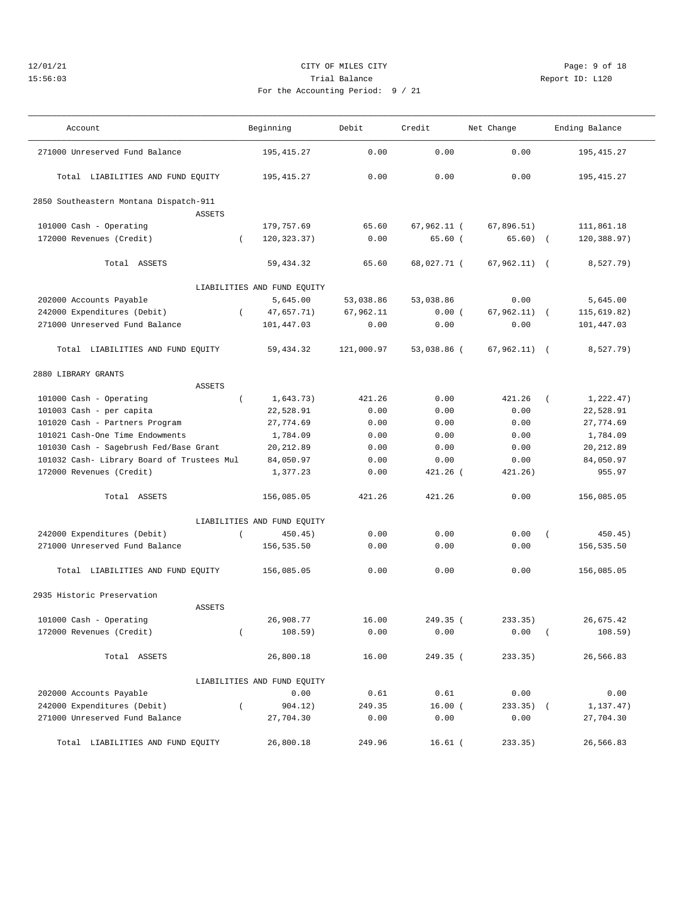CITY OF MILES CITY
Trial Balance
For the Accounting Period: 9 / 21

| Account | Beginning | Debit | Credit | Net Change | Ending Balance |
|---|---|---|---|---|---|
| 271000 Unreserved Fund Balance | 195,415.27 | 0.00 | 0.00 | 0.00 | 195,415.27 |
| Total LIABILITIES AND FUND EQUITY | 195,415.27 | 0.00 | 0.00 | 0.00 | 195,415.27 |
| **2850 Southeastern Montana Dispatch-911** | | | | | |
| ASSETS | | | | | |
| 101000 Cash - Operating | 179,757.69 | 65.60 | 67,962.11 | ( 67,896.51) | 111,861.18 |
| 172000 Revenues (Credit) | ( 120,323.37) | 0.00 | 65.60 | ( 65.60) | ( 120,388.97) |
| Total ASSETS | 59,434.32 | 65.60 | 68,027.71 | ( 67,962.11) | ( 8,527.79) |
| LIABILITIES AND FUND EQUITY | | | | | |
| 202000 Accounts Payable | 5,645.00 | 53,038.86 | 53,038.86 | 0.00 | 5,645.00 |
| 242000 Expenditures (Debit) | ( 47,657.71) | 67,962.11 | 0.00 | ( 67,962.11) | ( 115,619.82) |
| 271000 Unreserved Fund Balance | 101,447.03 | 0.00 | 0.00 | 0.00 | 101,447.03 |
| Total LIABILITIES AND FUND EQUITY | 59,434.32 | 121,000.97 | 53,038.86 | ( 67,962.11) | ( 8,527.79) |
| **2880 LIBRARY GRANTS** | | | | | |
| ASSETS | | | | | |
| 101000 Cash - Operating | ( 1,643.73) | 421.26 | 0.00 | 421.26 | ( 1,222.47) |
| 101003 Cash - per capita | 22,528.91 | 0.00 | 0.00 | 0.00 | 22,528.91 |
| 101020 Cash - Partners Program | 27,774.69 | 0.00 | 0.00 | 0.00 | 27,774.69 |
| 101021 Cash-One Time Endowments | 1,784.09 | 0.00 | 0.00 | 0.00 | 1,784.09 |
| 101030 Cash - Sagebrush Fed/Base Grant | 20,212.89 | 0.00 | 0.00 | 0.00 | 20,212.89 |
| 101032 Cash- Library Board of Trustees Mul | 84,050.97 | 0.00 | 0.00 | 0.00 | 84,050.97 |
| 172000 Revenues (Credit) | 1,377.23 | 0.00 | 421.26 | ( 421.26) | 955.97 |
| Total ASSETS | 156,085.05 | 421.26 | 421.26 | 0.00 | 156,085.05 |
| LIABILITIES AND FUND EQUITY | | | | | |
| 242000 Expenditures (Debit) | ( 450.45) | 0.00 | 0.00 | 0.00 | ( 450.45) |
| 271000 Unreserved Fund Balance | 156,535.50 | 0.00 | 0.00 | 0.00 | 156,535.50 |
| Total LIABILITIES AND FUND EQUITY | 156,085.05 | 0.00 | 0.00 | 0.00 | 156,085.05 |
| **2935 Historic Preservation** | | | | | |
| ASSETS | | | | | |
| 101000 Cash - Operating | 26,908.77 | 16.00 | 249.35 | ( 233.35) | 26,675.42 |
| 172000 Revenues (Credit) | ( 108.59) | 0.00 | 0.00 | 0.00 | ( 108.59) |
| Total ASSETS | 26,800.18 | 16.00 | 249.35 | ( 233.35) | 26,566.83 |
| LIABILITIES AND FUND EQUITY | | | | | |
| 202000 Accounts Payable | 0.00 | 0.61 | 0.61 | 0.00 | 0.00 |
| 242000 Expenditures (Debit) | ( 904.12) | 249.35 | 16.00 | ( 233.35) | ( 1,137.47) |
| 271000 Unreserved Fund Balance | 27,704.30 | 0.00 | 0.00 | 0.00 | 27,704.30 |
| Total LIABILITIES AND FUND EQUITY | 26,800.18 | 249.96 | 16.61 | ( 233.35) | 26,566.83 |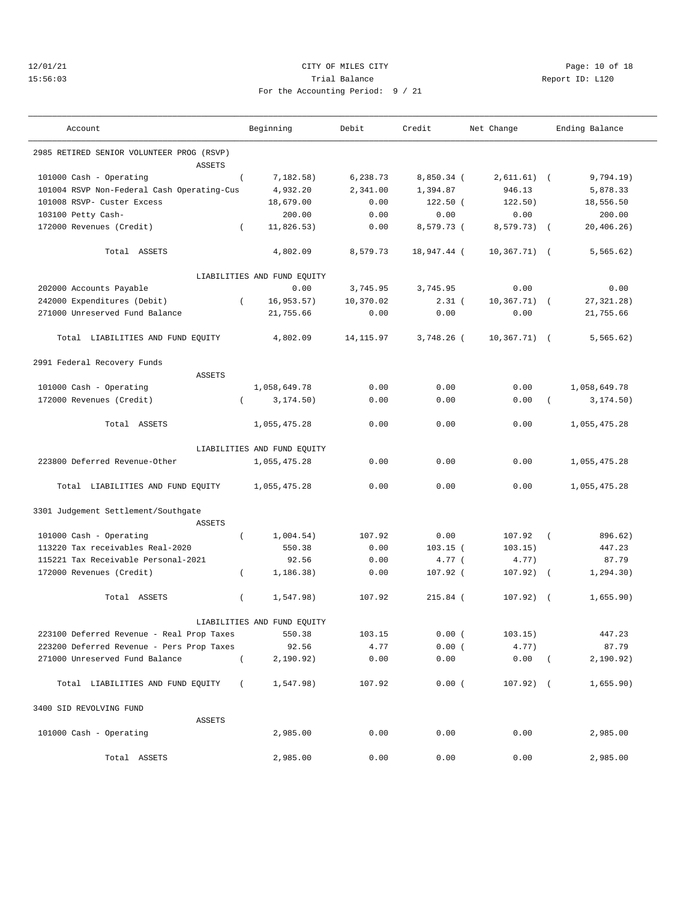CITY OF MILES CITY

Trial Balance

For the Accounting Period: 9 / 21

12/01/21 15:56:03 | Report ID: L120

| Account | Beginning | Debit | Credit | Net Change | Ending Balance |
|---|---|---|---|---|---|
| **2985 RETIRED SENIOR VOLUNTEER PROG (RSVP)** | | | | | |
| ASSETS | | | | | |
| 101000 Cash - Operating | ( 7,182.58) | 6,238.73 | 8,850.34 | ( 2,611.61) | ( 9,794.19) |
| 101004 RSVP Non-Federal Cash Operating-Cus | 4,932.20 | 2,341.00 | 1,394.87 | 946.13 | 5,878.33 |
| 101008 RSVP- Custer Excess | 18,679.00 | 0.00 | 122.50 | ( 122.50) | 18,556.50 |
| 103100 Petty Cash- | 200.00 | 0.00 | 0.00 | 0.00 | 200.00 |
| 172000 Revenues (Credit) | ( 11,826.53) | 0.00 | 8,579.73 | ( 8,579.73) | ( 20,406.26) |
| Total ASSETS | 4,802.09 | 8,579.73 | 18,947.44 | ( 10,367.71) | ( 5,565.62) |
| LIABILITIES AND FUND EQUITY | | | | | |
| 202000 Accounts Payable | 0.00 | 3,745.95 | 3,745.95 | 0.00 | 0.00 |
| 242000 Expenditures (Debit) | ( 16,953.57) | 10,370.02 | 2.31 | ( 10,367.71) | ( 27,321.28) |
| 271000 Unreserved Fund Balance | 21,755.66 | 0.00 | 0.00 | 0.00 | 21,755.66 |
| Total LIABILITIES AND FUND EQUITY | 4,802.09 | 14,115.97 | 3,748.26 | ( 10,367.71) | ( 5,565.62) |
| **2991 Federal Recovery Funds** | | | | | |
| ASSETS | | | | | |
| 101000 Cash - Operating | 1,058,649.78 | 0.00 | 0.00 | 0.00 | 1,058,649.78 |
| 172000 Revenues (Credit) | ( 3,174.50) | 0.00 | 0.00 | 0.00 | ( 3,174.50) |
| Total ASSETS | 1,055,475.28 | 0.00 | 0.00 | 0.00 | 1,055,475.28 |
| LIABILITIES AND FUND EQUITY | | | | | |
| 223800 Deferred Revenue-Other | 1,055,475.28 | 0.00 | 0.00 | 0.00 | 1,055,475.28 |
| Total LIABILITIES AND FUND EQUITY | 1,055,475.28 | 0.00 | 0.00 | 0.00 | 1,055,475.28 |
| **3301 Judgement Settlement/Southgate** | | | | | |
| ASSETS | | | | | |
| 101000 Cash - Operating | ( 1,004.54) | 107.92 | 0.00 | 107.92 | ( 896.62) |
| 113220 Tax receivables Real-2020 | 550.38 | 0.00 | 103.15 | ( 103.15) | 447.23 |
| 115221 Tax Receivable Personal-2021 | 92.56 | 0.00 | 4.77 | ( 4.77) | 87.79 |
| 172000 Revenues (Credit) | ( 1,186.38) | 0.00 | 107.92 | ( 107.92) | ( 1,294.30) |
| Total ASSETS | ( 1,547.98) | 107.92 | 215.84 | ( 107.92) | ( 1,655.90) |
| LIABILITIES AND FUND EQUITY | | | | | |
| 223100 Deferred Revenue - Real Prop Taxes | 550.38 | 103.15 | 0.00 | ( 103.15) | 447.23 |
| 223200 Deferred Revenue - Pers Prop Taxes | 92.56 | 4.77 | 0.00 | ( 4.77) | 87.79 |
| 271000 Unreserved Fund Balance | ( 2,190.92) | 0.00 | 0.00 | 0.00 | ( 2,190.92) |
| Total LIABILITIES AND FUND EQUITY | ( 1,547.98) | 107.92 | 0.00 | ( 107.92) | ( 1,655.90) |
| **3400 SID REVOLVING FUND** | | | | | |
| ASSETS | | | | | |
| 101000 Cash - Operating | 2,985.00 | 0.00 | 0.00 | 0.00 | 2,985.00 |
| Total ASSETS | 2,985.00 | 0.00 | 0.00 | 0.00 | 2,985.00 |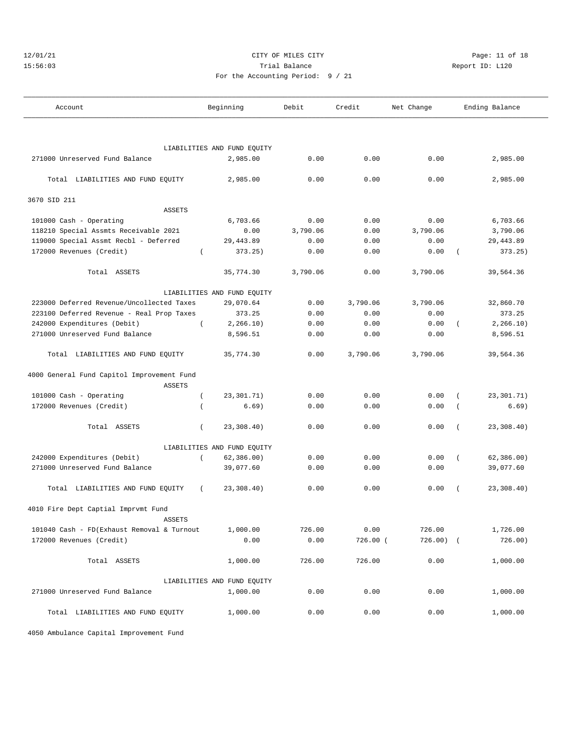CITY OF MILES CITY
Trial Balance
For the Accounting Period: 9 / 21

12/01/21
15:56:03

Report ID: L120

| Account | Beginning | Debit | Credit | Net Change | Ending Balance |
|---|---|---|---|---|---|
| LIABILITIES AND FUND EQUITY | | | | | |
| 271000 Unreserved Fund Balance | 2,985.00 | 0.00 | 0.00 | 0.00 | 2,985.00 |
| Total LIABILITIES AND FUND EQUITY | 2,985.00 | 0.00 | 0.00 | 0.00 | 2,985.00 |
| **3670 SID 211** | | | | | |
| ASSETS | | | | | |
| 101000 Cash - Operating | 6,703.66 | 0.00 | 0.00 | 0.00 | 6,703.66 |
| 118210 Special Assmts Receivable 2021 | 0.00 | 3,790.06 | 0.00 | 3,790.06 | 3,790.06 |
| 119000 Special Assmt Recbl - Deferred | 29,443.89 | 0.00 | 0.00 | 0.00 | 29,443.89 |
| 172000 Revenues (Credit) | ( 373.25) | 0.00 | 0.00 | 0.00 | ( 373.25) |
| Total ASSETS | 35,774.30 | 3,790.06 | 0.00 | 3,790.06 | 39,564.36 |
| LIABILITIES AND FUND EQUITY | | | | | |
| 223000 Deferred Revenue/Uncollected Taxes | 29,070.64 | 0.00 | 3,790.06 | 3,790.06 | 32,860.70 |
| 223100 Deferred Revenue - Real Prop Taxes | 373.25 | 0.00 | 0.00 | 0.00 | 373.25 |
| 242000 Expenditures (Debit) | ( 2,266.10) | 0.00 | 0.00 | 0.00 | ( 2,266.10) |
| 271000 Unreserved Fund Balance | 8,596.51 | 0.00 | 0.00 | 0.00 | 8,596.51 |
| Total LIABILITIES AND FUND EQUITY | 35,774.30 | 0.00 | 3,790.06 | 3,790.06 | 39,564.36 |
| **4000 General Fund Capitol Improvement Fund** | | | | | |
| ASSETS | | | | | |
| 101000 Cash - Operating | ( 23,301.71) | 0.00 | 0.00 | 0.00 | ( 23,301.71) |
| 172000 Revenues (Credit) | ( 6.69) | 0.00 | 0.00 | 0.00 | ( 6.69) |
| Total ASSETS | ( 23,308.40) | 0.00 | 0.00 | 0.00 | ( 23,308.40) |
| LIABILITIES AND FUND EQUITY | | | | | |
| 242000 Expenditures (Debit) | ( 62,386.00) | 0.00 | 0.00 | 0.00 | ( 62,386.00) |
| 271000 Unreserved Fund Balance | 39,077.60 | 0.00 | 0.00 | 0.00 | 39,077.60 |
| Total LIABILITIES AND FUND EQUITY | ( 23,308.40) | 0.00 | 0.00 | 0.00 | ( 23,308.40) |
| **4010 Fire Dept Captial Imprvmt Fund** | | | | | |
| ASSETS | | | | | |
| 101040 Cash - FD(Exhaust Removal & Turnout | 1,000.00 | 726.00 | 0.00 | 726.00 | 1,726.00 |
| 172000 Revenues (Credit) | 0.00 | 0.00 | 726.00 | ( 726.00) | ( 726.00) |
| Total ASSETS | 1,000.00 | 726.00 | 726.00 | 0.00 | 1,000.00 |
| LIABILITIES AND FUND EQUITY | | | | | |
| 271000 Unreserved Fund Balance | 1,000.00 | 0.00 | 0.00 | 0.00 | 1,000.00 |
| Total LIABILITIES AND FUND EQUITY | 1,000.00 | 0.00 | 0.00 | 0.00 | 1,000.00 |
| **4050 Ambulance Capital Improvement Fund** | | | | | |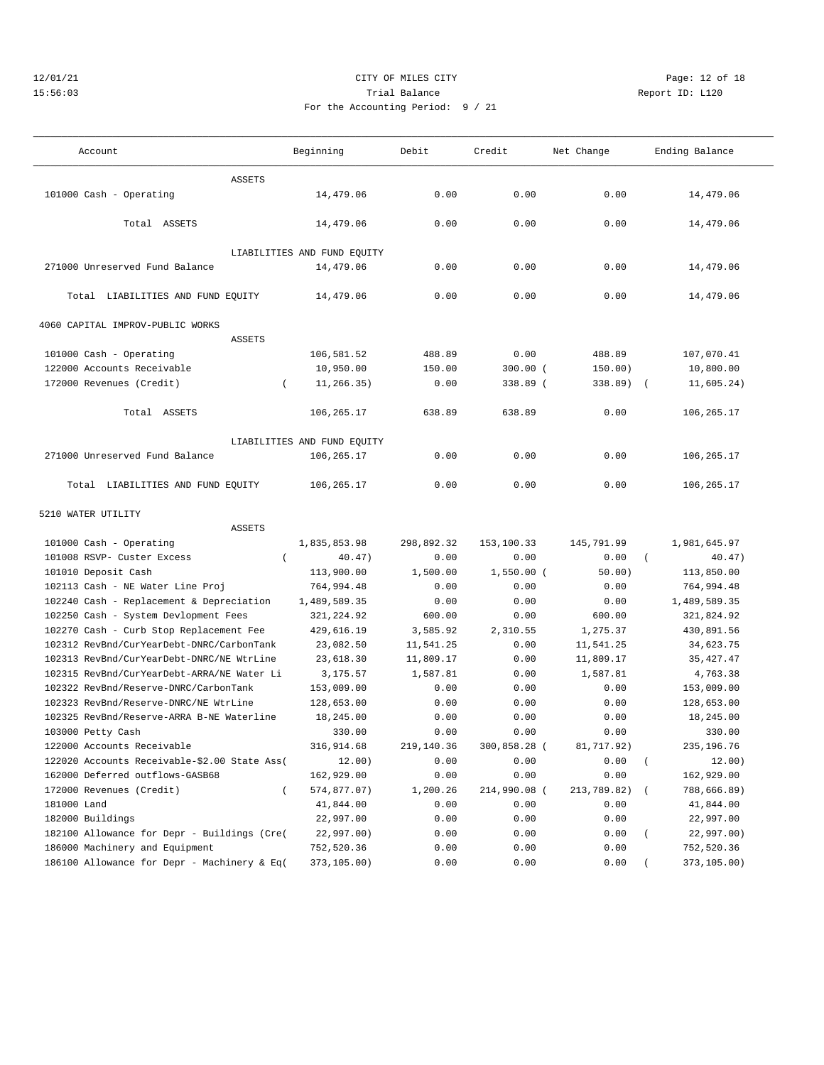12/01/21 CITY OF MILES CITY
15:56:03 Trial Balance Report ID: L120
For the Accounting Period: 9 / 21

| Account | Beginning | Debit | Credit | Net Change | Ending Balance |
|---|---|---|---|---|---|
| ASSETS | | | | | |
| 101000 Cash - Operating | 14,479.06 | 0.00 | 0.00 | 0.00 | 14,479.06 |
| Total ASSETS | 14,479.06 | 0.00 | 0.00 | 0.00 | 14,479.06 |
| LIABILITIES AND FUND EQUITY | | | | | |
| 271000 Unreserved Fund Balance | 14,479.06 | 0.00 | 0.00 | 0.00 | 14,479.06 |
| Total LIABILITIES AND FUND EQUITY | 14,479.06 | 0.00 | 0.00 | 0.00 | 14,479.06 |
| **4060 CAPITAL IMPROV-PUBLIC WORKS** | | | | | |
| ASSETS | | | | | |
| 101000 Cash - Operating | 106,581.52 | 488.89 | 0.00 | 488.89 | 107,070.41 |
| 122000 Accounts Receivable | 10,950.00 | 150.00 | 300.00 | ( 150.00) | 10,800.00 |
| 172000 Revenues (Credit) | ( 11,266.35) | 0.00 | 338.89 | ( 338.89) | ( 11,605.24) |
| Total ASSETS | 106,265.17 | 638.89 | 638.89 | 0.00 | 106,265.17 |
| LIABILITIES AND FUND EQUITY | | | | | |
| 271000 Unreserved Fund Balance | 106,265.17 | 0.00 | 0.00 | 0.00 | 106,265.17 |
| Total LIABILITIES AND FUND EQUITY | 106,265.17 | 0.00 | 0.00 | 0.00 | 106,265.17 |
| **5210 WATER UTILITY** | | | | | |
| ASSETS | | | | | |
| 101000 Cash - Operating | 1,835,853.98 | 298,892.32 | 153,100.33 | 145,791.99 | 1,981,645.97 |
| 101008 RSVP- Custer Excess | ( 40.47) | 0.00 | 0.00 | 0.00 | ( 40.47) |
| 101010 Deposit Cash | 113,900.00 | 1,500.00 | 1,550.00 | ( 50.00) | 113,850.00 |
| 102113 Cash - NE Water Line Proj | 764,994.48 | 0.00 | 0.00 | 0.00 | 764,994.48 |
| 102240 Cash - Replacement & Depreciation | 1,489,589.35 | 0.00 | 0.00 | 0.00 | 1,489,589.35 |
| 102250 Cash - System Devlopment Fees | 321,224.92 | 600.00 | 0.00 | 600.00 | 321,824.92 |
| 102270 Cash - Curb Stop Replacement Fee | 429,616.19 | 3,585.92 | 2,310.55 | 1,275.37 | 430,891.56 |
| 102312 RevBnd/CurYearDebt-DNRC/CarbonTank | 23,082.50 | 11,541.25 | 0.00 | 11,541.25 | 34,623.75 |
| 102313 RevBnd/CurYearDebt-DNRC/NE WtrLine | 23,618.30 | 11,809.17 | 0.00 | 11,809.17 | 35,427.47 |
| 102315 RevBnd/CurYearDebt-ARRA/NE Water Li | 3,175.57 | 1,587.81 | 0.00 | 1,587.81 | 4,763.38 |
| 102322 RevBnd/Reserve-DNRC/CarbonTank | 153,009.00 | 0.00 | 0.00 | 0.00 | 153,009.00 |
| 102323 RevBnd/Reserve-DNRC/NE WtrLine | 128,653.00 | 0.00 | 0.00 | 0.00 | 128,653.00 |
| 102325 RevBnd/Reserve-ARRA B-NE Waterline | 18,245.00 | 0.00 | 0.00 | 0.00 | 18,245.00 |
| 103000 Petty Cash | 330.00 | 0.00 | 0.00 | 0.00 | 330.00 |
| 122000 Accounts Receivable | 316,914.68 | 219,140.36 | 300,858.28 | ( 81,717.92) | 235,196.76 |
| 122020 Accounts Receivable-$2.00 State Ass( | 12.00) | 0.00 | 0.00 | 0.00 | ( 12.00) |
| 162000 Deferred outflows-GASB68 | 162,929.00 | 0.00 | 0.00 | 0.00 | 162,929.00 |
| 172000 Revenues (Credit) | ( 574,877.07) | 1,200.26 | 214,990.08 | ( 213,789.82) | ( 788,666.89) |
| 181000 Land | 41,844.00 | 0.00 | 0.00 | 0.00 | 41,844.00 |
| 182000 Buildings | 22,997.00 | 0.00 | 0.00 | 0.00 | 22,997.00 |
| 182100 Allowance for Depr - Buildings (Cre( | 22,997.00) | 0.00 | 0.00 | 0.00 | ( 22,997.00) |
| 186000 Machinery and Equipment | 752,520.36 | 0.00 | 0.00 | 0.00 | 752,520.36 |
| 186100 Allowance for Depr - Machinery & Eq( | 373,105.00) | 0.00 | 0.00 | 0.00 | ( 373,105.00) |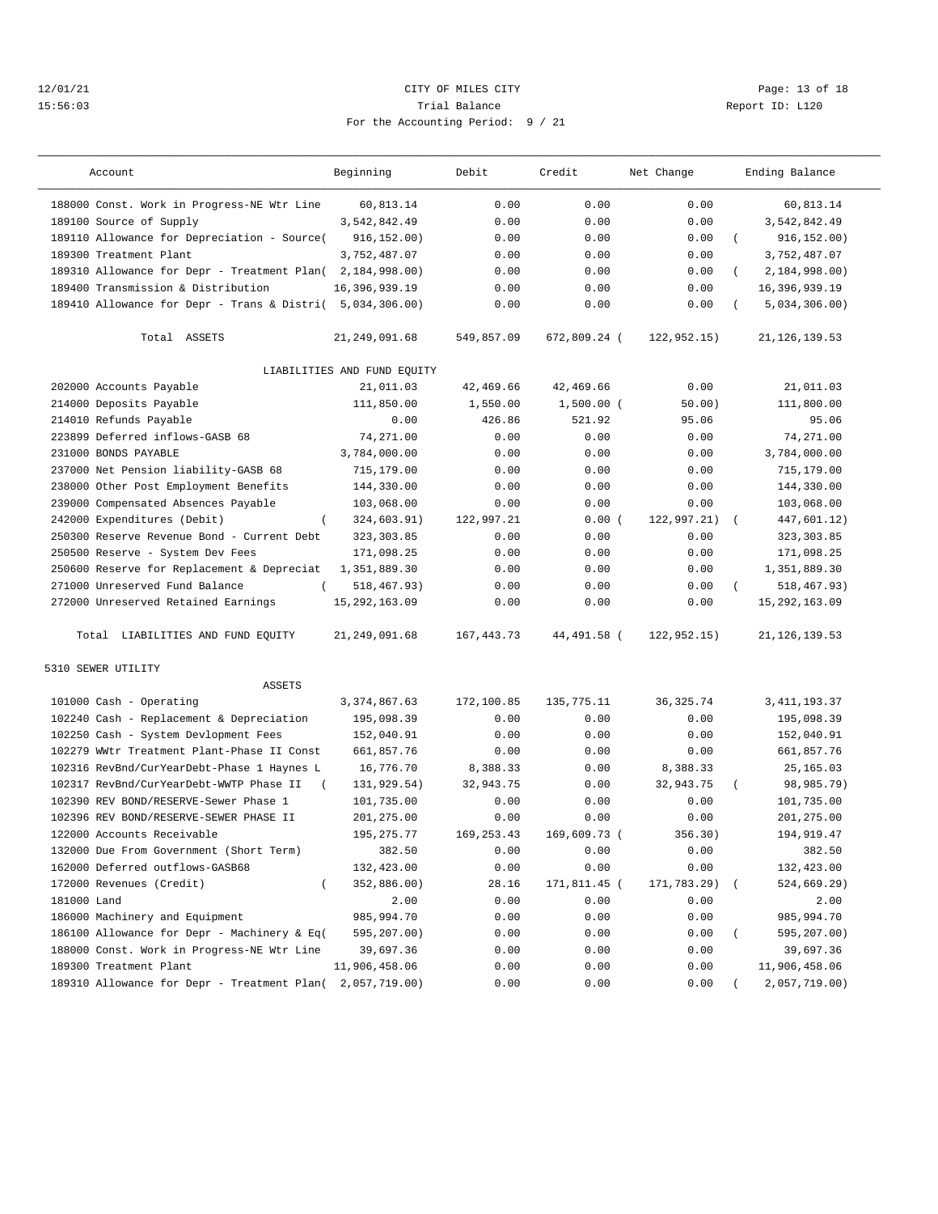12/01/21 CITY OF MILES CITY
15:56:03 Trial Balance Report ID: L120
For the Accounting Period: 9 / 21

| Account | Beginning | Debit | Credit | Net Change | Ending Balance |
|---|---|---|---|---|---|
| 188000 Const. Work in Progress-NE Wtr Line | 60,813.14 | 0.00 | 0.00 | 0.00 | 60,813.14 |
| 189100 Source of Supply | 3,542,842.49 | 0.00 | 0.00 | 0.00 | 3,542,842.49 |
| 189110 Allowance for Depreciation - Source( | 916,152.00) | 0.00 | 0.00 | 0.00 | ( 916,152.00) |
| 189300 Treatment Plant | 3,752,487.07 | 0.00 | 0.00 | 0.00 | 3,752,487.07 |
| 189310 Allowance for Depr - Treatment Plan( | 2,184,998.00) | 0.00 | 0.00 | 0.00 | ( 2,184,998.00) |
| 189400 Transmission & Distribution | 16,396,939.19 | 0.00 | 0.00 | 0.00 | 16,396,939.19 |
| 189410 Allowance for Depr - Trans & Distri( | 5,034,306.00) | 0.00 | 0.00 | 0.00 | ( 5,034,306.00) |
| Total ASSETS | 21,249,091.68 | 549,857.09 | 672,809.24 ( | 122,952.15) | 21,126,139.53 |
| LIABILITIES AND FUND EQUITY | | | | | |
| 202000 Accounts Payable | 21,011.03 | 42,469.66 | 42,469.66 | 0.00 | 21,011.03 |
| 214000 Deposits Payable | 111,850.00 | 1,550.00 | 1,500.00 ( | 50.00) | 111,800.00 |
| 214010 Refunds Payable | 0.00 | 426.86 | 521.92 | 95.06 | 95.06 |
| 223899 Deferred inflows-GASB 68 | 74,271.00 | 0.00 | 0.00 | 0.00 | 74,271.00 |
| 231000 BONDS PAYABLE | 3,784,000.00 | 0.00 | 0.00 | 0.00 | 3,784,000.00 |
| 237000 Net Pension liability-GASB 68 | 715,179.00 | 0.00 | 0.00 | 0.00 | 715,179.00 |
| 238000 Other Post Employment Benefits | 144,330.00 | 0.00 | 0.00 | 0.00 | 144,330.00 |
| 239000 Compensated Absences Payable | 103,068.00 | 0.00 | 0.00 | 0.00 | 103,068.00 |
| 242000 Expenditures (Debit) ( | 324,603.91) | 122,997.21 | 0.00 ( | 122,997.21) | ( 447,601.12) |
| 250300 Reserve Revenue Bond - Current Debt | 323,303.85 | 0.00 | 0.00 | 0.00 | 323,303.85 |
| 250500 Reserve - System Dev Fees | 171,098.25 | 0.00 | 0.00 | 0.00 | 171,098.25 |
| 250600 Reserve for Replacement & Depreciat | 1,351,889.30 | 0.00 | 0.00 | 0.00 | 1,351,889.30 |
| 271000 Unreserved Fund Balance ( | 518,467.93) | 0.00 | 0.00 | 0.00 | ( 518,467.93) |
| 272000 Unreserved Retained Earnings | 15,292,163.09 | 0.00 | 0.00 | 0.00 | 15,292,163.09 |
| Total LIABILITIES AND FUND EQUITY | 21,249,091.68 | 167,443.73 | 44,491.58 ( | 122,952.15) | 21,126,139.53 |
| 5310 SEWER UTILITY | | | | | |
| ASSETS | | | | | |
| 101000 Cash - Operating | 3,374,867.63 | 172,100.85 | 135,775.11 | 36,325.74 | 3,411,193.37 |
| 102240 Cash - Replacement & Depreciation | 195,098.39 | 0.00 | 0.00 | 0.00 | 195,098.39 |
| 102250 Cash - System Devlopment Fees | 152,040.91 | 0.00 | 0.00 | 0.00 | 152,040.91 |
| 102279 WWtr Treatment Plant-Phase II Const | 661,857.76 | 0.00 | 0.00 | 0.00 | 661,857.76 |
| 102316 RevBnd/CurYearDebt-Phase 1 Haynes L | 16,776.70 | 8,388.33 | 0.00 | 8,388.33 | 25,165.03 |
| 102317 RevBnd/CurYearDebt-WWTP Phase II ( | 131,929.54) | 32,943.75 | 0.00 | 32,943.75 | ( 98,985.79) |
| 102390 REV BOND/RESERVE-Sewer Phase 1 | 101,735.00 | 0.00 | 0.00 | 0.00 | 101,735.00 |
| 102396 REV BOND/RESERVE-SEWER PHASE II | 201,275.00 | 0.00 | 0.00 | 0.00 | 201,275.00 |
| 122000 Accounts Receivable | 195,275.77 | 169,253.43 | 169,609.73 ( | 356.30) | 194,919.47 |
| 132000 Due From Government (Short Term) | 382.50 | 0.00 | 0.00 | 0.00 | 382.50 |
| 162000 Deferred outflows-GASB68 | 132,423.00 | 0.00 | 0.00 | 0.00 | 132,423.00 |
| 172000 Revenues (Credit) ( | 352,886.00) | 28.16 | 171,811.45 ( | 171,783.29) | ( 524,669.29) |
| 181000 Land | 2.00 | 0.00 | 0.00 | 0.00 | 2.00 |
| 186000 Machinery and Equipment | 985,994.70 | 0.00 | 0.00 | 0.00 | 985,994.70 |
| 186100 Allowance for Depr - Machinery & Eq( | 595,207.00) | 0.00 | 0.00 | 0.00 | ( 595,207.00) |
| 188000 Const. Work in Progress-NE Wtr Line | 39,697.36 | 0.00 | 0.00 | 0.00 | 39,697.36 |
| 189300 Treatment Plant | 11,906,458.06 | 0.00 | 0.00 | 0.00 | 11,906,458.06 |
| 189310 Allowance for Depr - Treatment Plan( | 2,057,719.00) | 0.00 | 0.00 | 0.00 | ( 2,057,719.00) |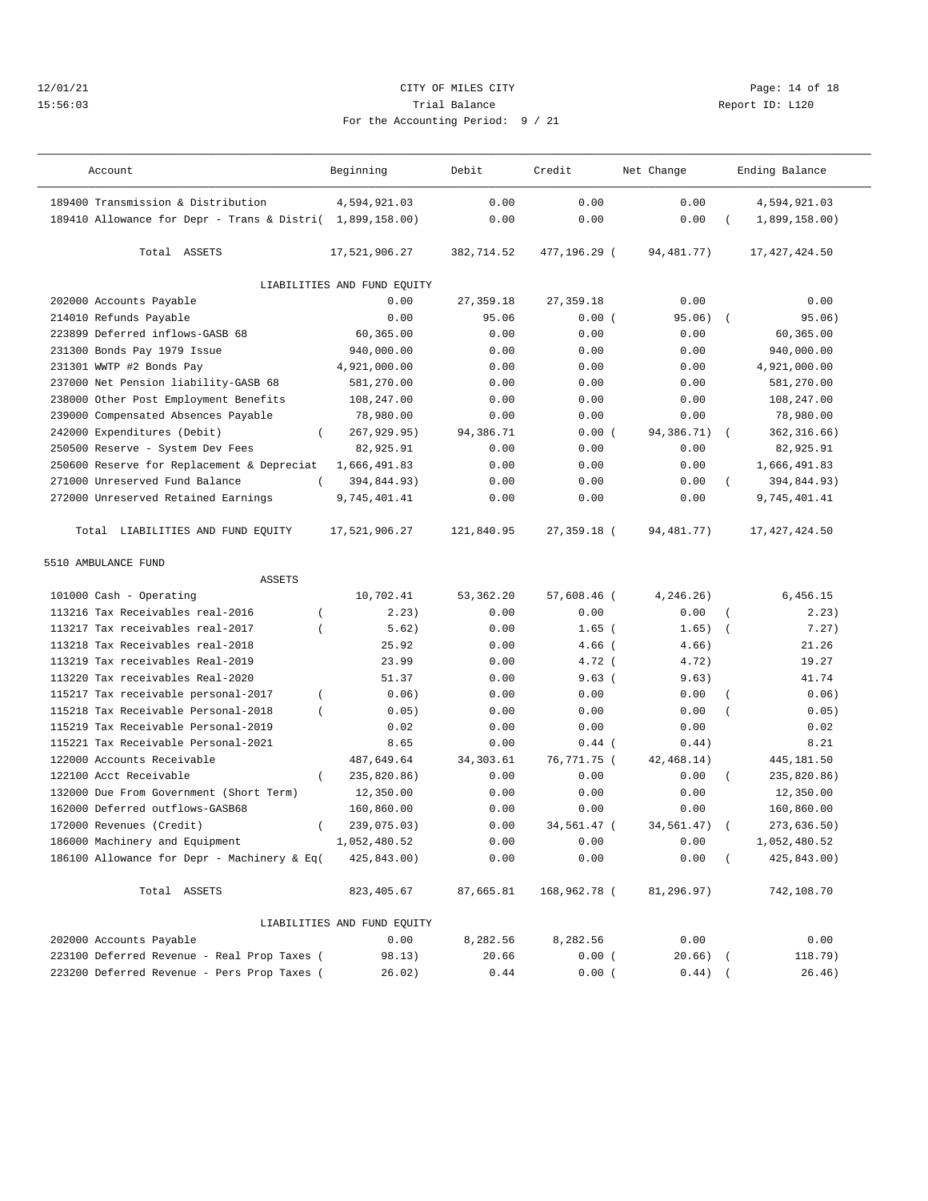12/01/21 CITY OF MILES CITY
15:56:03 Trial Balance Report ID: L120
For the Accounting Period: 9 / 21

| Account | Beginning | Debit | Credit | Net Change | Ending Balance |
|---|---|---|---|---|---|
| 189400 Transmission & Distribution | 4,594,921.03 | 0.00 | 0.00 | 0.00 | 4,594,921.03 |
| 189410 Allowance for Depr - Trans & Distri | (1,899,158.00) | 0.00 | 0.00 | 0.00 | (1,899,158.00) |
| Total ASSETS | 17,521,906.27 | 382,714.52 | 477,196.29 | (94,481.77) | 17,427,424.50 |
| LIABILITIES AND FUND EQUITY | | | | | |
| 202000 Accounts Payable | 0.00 | 27,359.18 | 27,359.18 | 0.00 | 0.00 |
| 214010 Refunds Payable | 0.00 | 95.06 | 0.00 | (95.06) | (95.06) |
| 223899 Deferred inflows-GASB 68 | 60,365.00 | 0.00 | 0.00 | 0.00 | 60,365.00 |
| 231300 Bonds Pay 1979 Issue | 940,000.00 | 0.00 | 0.00 | 0.00 | 940,000.00 |
| 231301 WWTP #2 Bonds Pay | 4,921,000.00 | 0.00 | 0.00 | 0.00 | 4,921,000.00 |
| 237000 Net Pension liability-GASB 68 | 581,270.00 | 0.00 | 0.00 | 0.00 | 581,270.00 |
| 238000 Other Post Employment Benefits | 108,247.00 | 0.00 | 0.00 | 0.00 | 108,247.00 |
| 239000 Compensated Absences Payable | 78,980.00 | 0.00 | 0.00 | 0.00 | 78,980.00 |
| 242000 Expenditures (Debit) | (267,929.95) | 94,386.71 | 0.00 | (94,386.71) | (362,316.66) |
| 250500 Reserve - System Dev Fees | 82,925.91 | 0.00 | 0.00 | 0.00 | 82,925.91 |
| 250600 Reserve for Replacement & Depreciat | 1,666,491.83 | 0.00 | 0.00 | 0.00 | 1,666,491.83 |
| 271000 Unreserved Fund Balance | (394,844.93) | 0.00 | 0.00 | 0.00 | (394,844.93) |
| 272000 Unreserved Retained Earnings | 9,745,401.41 | 0.00 | 0.00 | 0.00 | 9,745,401.41 |
| Total LIABILITIES AND FUND EQUITY | 17,521,906.27 | 121,840.95 | 27,359.18 | (94,481.77) | 17,427,424.50 |
| **5510 AMBULANCE FUND** | | | | | |
| ASSETS | | | | | |
| 101000 Cash - Operating | 10,702.41 | 53,362.20 | 57,608.46 | (4,246.26) | 6,456.15 |
| 113216 Tax Receivables real-2016 | (2.23) | 0.00 | 0.00 | 0.00 | (2.23) |
| 113217 Tax receivables real-2017 | (5.62) | 0.00 | 1.65 | (1.65) | (7.27) |
| 113218 Tax Receivables real-2018 | 25.92 | 0.00 | 4.66 | (4.66) | 21.26 |
| 113219 Tax receivables Real-2019 | 23.99 | 0.00 | 4.72 | (4.72) | 19.27 |
| 113220 Tax receivables Real-2020 | 51.37 | 0.00 | 9.63 | (9.63) | 41.74 |
| 115217 Tax receivable personal-2017 | (0.06) | 0.00 | 0.00 | 0.00 | (0.06) |
| 115218 Tax Receivable Personal-2018 | (0.05) | 0.00 | 0.00 | 0.00 | (0.05) |
| 115219 Tax Receivable Personal-2019 | 0.02 | 0.00 | 0.00 | 0.00 | 0.02 |
| 115221 Tax Receivable Personal-2021 | 8.65 | 0.00 | 0.44 | (0.44) | 8.21 |
| 122000 Accounts Receivable | 487,649.64 | 34,303.61 | 76,771.75 | (42,468.14) | 445,181.50 |
| 122100 Acct Receivable | (235,820.86) | 0.00 | 0.00 | 0.00 | (235,820.86) |
| 132000 Due From Government (Short Term) | 12,350.00 | 0.00 | 0.00 | 0.00 | 12,350.00 |
| 162000 Deferred outflows-GASB68 | 160,860.00 | 0.00 | 0.00 | 0.00 | 160,860.00 |
| 172000 Revenues (Credit) | (239,075.03) | 0.00 | 34,561.47 | (34,561.47) | (273,636.50) |
| 186000 Machinery and Equipment | 1,052,480.52 | 0.00 | 0.00 | 0.00 | 1,052,480.52 |
| 186100 Allowance for Depr - Machinery & Eq | (425,843.00) | 0.00 | 0.00 | 0.00 | (425,843.00) |
| Total ASSETS | 823,405.67 | 87,665.81 | 168,962.78 | (81,296.97) | 742,108.70 |
| LIABILITIES AND FUND EQUITY | | | | | |
| 202000 Accounts Payable | 0.00 | 8,282.56 | 8,282.56 | 0.00 | 0.00 |
| 223100 Deferred Revenue - Real Prop Taxes | (98.13) | 20.66 | 0.00 | (20.66) | (118.79) |
| 223200 Deferred Revenue - Pers Prop Taxes | (26.02) | 0.44 | 0.00 | (0.44) | (26.46) |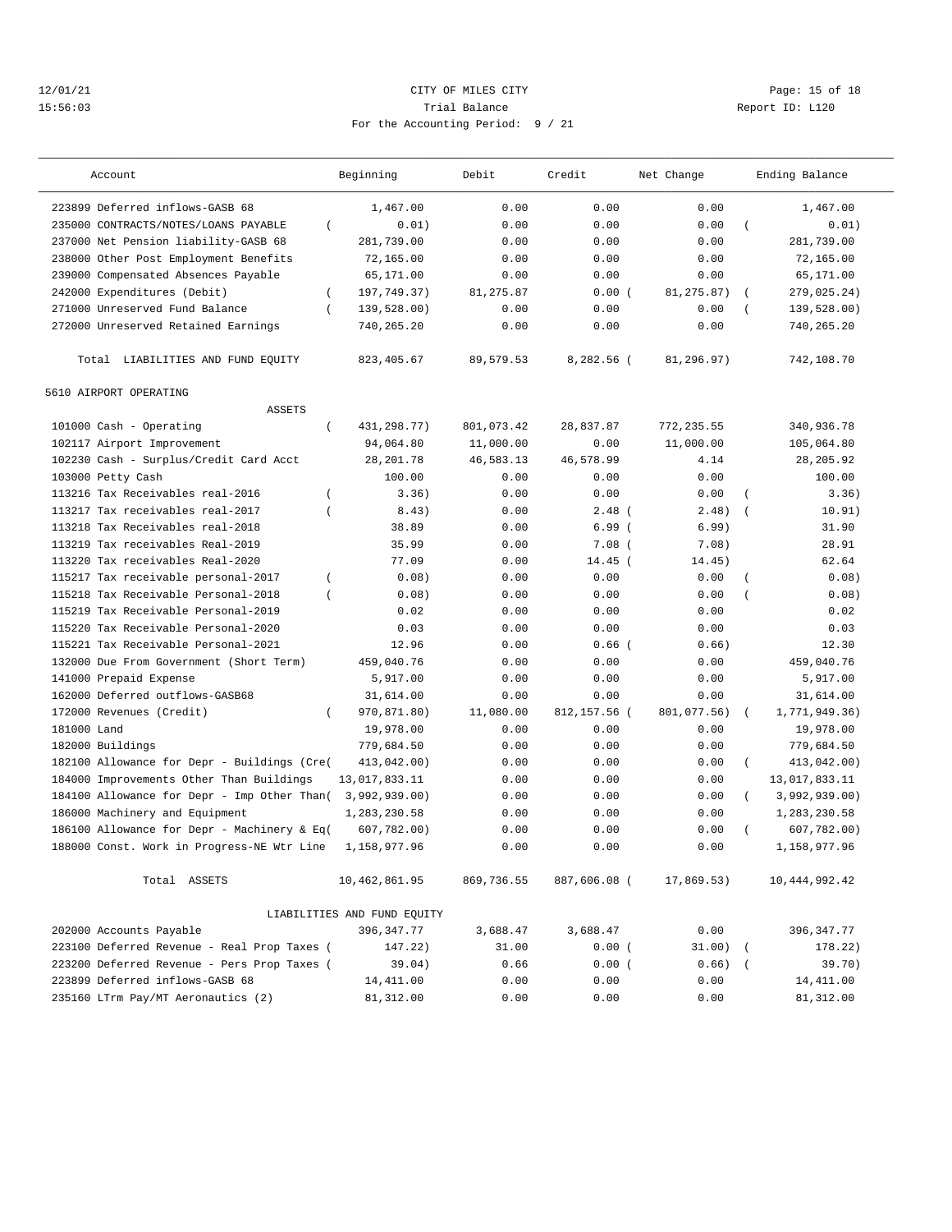CITY OF MILES CITY
Trial Balance
For the Accounting Period: 9 / 21

12/01/21
15:56:03

Report ID: L120

| Account | Beginning | Debit | Credit | Net Change | Ending Balance |
|---|---|---|---|---|---|
| 223899 Deferred inflows-GASB 68 | 1,467.00 | 0.00 | 0.00 | 0.00 | 1,467.00 |
| 235000 CONTRACTS/NOTES/LOANS PAYABLE | ( 0.01) | 0.00 | 0.00 | 0.00 | ( 0.01) |
| 237000 Net Pension liability-GASB 68 | 281,739.00 | 0.00 | 0.00 | 0.00 | 281,739.00 |
| 238000 Other Post Employment Benefits | 72,165.00 | 0.00 | 0.00 | 0.00 | 72,165.00 |
| 239000 Compensated Absences Payable | 65,171.00 | 0.00 | 0.00 | 0.00 | 65,171.00 |
| 242000 Expenditures (Debit) | ( 197,749.37) | 81,275.87 | 0.00 | ( 81,275.87) | ( 279,025.24) |
| 271000 Unreserved Fund Balance | ( 139,528.00) | 0.00 | 0.00 | 0.00 | ( 139,528.00) |
| 272000 Unreserved Retained Earnings | 740,265.20 | 0.00 | 0.00 | 0.00 | 740,265.20 |
| Total LIABILITIES AND FUND EQUITY | 823,405.67 | 89,579.53 | 8,282.56 | ( 81,296.97) | 742,108.70 |

5610 AIRPORT OPERATING

| Account | Beginning | Debit | Credit | Net Change | Ending Balance |
|---|---|---|---|---|---|
| ASSETS | | | | | |
| 101000 Cash - Operating | ( 431,298.77) | 801,073.42 | 28,837.87 | 772,235.55 | 340,936.78 |
| 102117 Airport Improvement | 94,064.80 | 11,000.00 | 0.00 | 11,000.00 | 105,064.80 |
| 102230 Cash - Surplus/Credit Card Acct | 28,201.78 | 46,583.13 | 46,578.99 | 4.14 | 28,205.92 |
| 103000 Petty Cash | 100.00 | 0.00 | 0.00 | 0.00 | 100.00 |
| 113216 Tax Receivables real-2016 | ( 3.36) | 0.00 | 0.00 | 0.00 | ( 3.36) |
| 113217 Tax receivables real-2017 | ( 8.43) | 0.00 | 2.48 | ( 2.48) | ( 10.91) |
| 113218 Tax Receivables real-2018 | 38.89 | 0.00 | 6.99 | ( 6.99) | 31.90 |
| 113219 Tax receivables Real-2019 | 35.99 | 0.00 | 7.08 | ( 7.08) | 28.91 |
| 113220 Tax receivables Real-2020 | 77.09 | 0.00 | 14.45 | ( 14.45) | 62.64 |
| 115217 Tax receivable personal-2017 | ( 0.08) | 0.00 | 0.00 | 0.00 | ( 0.08) |
| 115218 Tax Receivable Personal-2018 | ( 0.08) | 0.00 | 0.00 | 0.00 | ( 0.08) |
| 115219 Tax Receivable Personal-2019 | 0.02 | 0.00 | 0.00 | 0.00 | 0.02 |
| 115220 Tax Receivable Personal-2020 | 0.03 | 0.00 | 0.00 | 0.00 | 0.03 |
| 115221 Tax Receivable Personal-2021 | 12.96 | 0.00 | 0.66 | ( 0.66) | 12.30 |
| 132000 Due From Government (Short Term) | 459,040.76 | 0.00 | 0.00 | 0.00 | 459,040.76 |
| 141000 Prepaid Expense | 5,917.00 | 0.00 | 0.00 | 0.00 | 5,917.00 |
| 162000 Deferred outflows-GASB68 | 31,614.00 | 0.00 | 0.00 | 0.00 | 31,614.00 |
| 172000 Revenues (Credit) | ( 970,871.80) | 11,080.00 | 812,157.56 | ( 801,077.56) | ( 1,771,949.36) |
| 181000 Land | 19,978.00 | 0.00 | 0.00 | 0.00 | 19,978.00 |
| 182000 Buildings | 779,684.50 | 0.00 | 0.00 | 0.00 | 779,684.50 |
| 182100 Allowance for Depr - Buildings (Cre | ( 413,042.00) | 0.00 | 0.00 | 0.00 | ( 413,042.00) |
| 184000 Improvements Other Than Buildings | 13,017,833.11 | 0.00 | 0.00 | 0.00 | 13,017,833.11 |
| 184100 Allowance for Depr - Imp Other Than | ( 3,992,939.00) | 0.00 | 0.00 | 0.00 | ( 3,992,939.00) |
| 186000 Machinery and Equipment | 1,283,230.58 | 0.00 | 0.00 | 0.00 | 1,283,230.58 |
| 186100 Allowance for Depr - Machinery & Eq | ( 607,782.00) | 0.00 | 0.00 | 0.00 | ( 607,782.00) |
| 188000 Const. Work in Progress-NE Wtr Line | 1,158,977.96 | 0.00 | 0.00 | 0.00 | 1,158,977.96 |
| Total ASSETS | 10,462,861.95 | 869,736.55 | 887,606.08 | ( 17,869.53) | 10,444,992.42 |
| LIABILITIES AND FUND EQUITY | | | | | |
| 202000 Accounts Payable | 396,347.77 | 3,688.47 | 3,688.47 | 0.00 | 396,347.77 |
| 223100 Deferred Revenue - Real Prop Taxes | ( 147.22) | 31.00 | 0.00 | ( 31.00) | ( 178.22) |
| 223200 Deferred Revenue - Pers Prop Taxes | ( 39.04) | 0.66 | 0.00 | ( 0.66) | ( 39.70) |
| 223899 Deferred inflows-GASB 68 | 14,411.00 | 0.00 | 0.00 | 0.00 | 14,411.00 |
| 235160 LTrm Pay/MT Aeronautics (2) | 81,312.00 | 0.00 | 0.00 | 0.00 | 81,312.00 |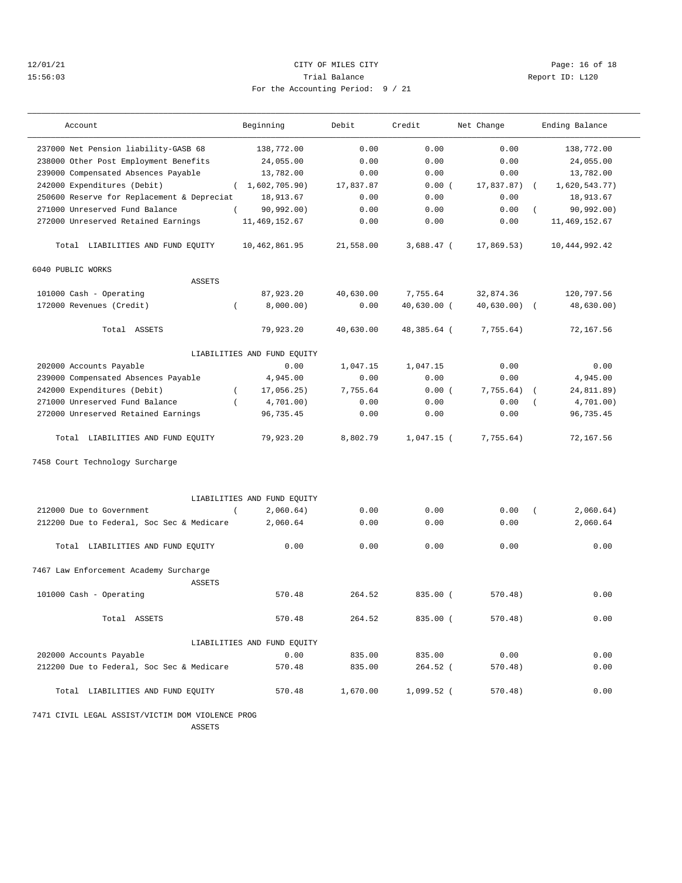12/01/21 CITY OF MILES CITY
15:56:03 Trial Balance Report ID: L120
For the Accounting Period: 9 / 21

| Account | Beginning | Debit | Credit | Net Change | Ending Balance |
|---|---|---|---|---|---|
| 237000 Net Pension liability-GASB 68 | 138,772.00 | 0.00 | 0.00 | 0.00 | 138,772.00 |
| 238000 Other Post Employment Benefits | 24,055.00 | 0.00 | 0.00 | 0.00 | 24,055.00 |
| 239000 Compensated Absences Payable | 13,782.00 | 0.00 | 0.00 | 0.00 | 13,782.00 |
| 242000 Expenditures (Debit) | ( 1,602,705.90) | 17,837.87 | 0.00 | ( 17,837.87) | ( 1,620,543.77) |
| 250600 Reserve for Replacement & Depreciat | 18,913.67 | 0.00 | 0.00 | 0.00 | 18,913.67 |
| 271000 Unreserved Fund Balance | ( 90,992.00) | 0.00 | 0.00 | 0.00 | ( 90,992.00) |
| 272000 Unreserved Retained Earnings | 11,469,152.67 | 0.00 | 0.00 | 0.00 | 11,469,152.67 |
| Total LIABILITIES AND FUND EQUITY | 10,462,861.95 | 21,558.00 | 3,688.47 | ( 17,869.53) | 10,444,992.42 |
| **6040 PUBLIC WORKS** | | | | | |
| ASSETS | | | | | |
| 101000 Cash - Operating | 87,923.20 | 40,630.00 | 7,755.64 | 32,874.36 | 120,797.56 |
| 172000 Revenues (Credit) | ( 8,000.00) | 0.00 | 40,630.00 | ( 40,630.00) | ( 48,630.00) |
| Total ASSETS | 79,923.20 | 40,630.00 | 48,385.64 | ( 7,755.64) | 72,167.56 |
| LIABILITIES AND FUND EQUITY | | | | | |
| 202000 Accounts Payable | 0.00 | 1,047.15 | 1,047.15 | 0.00 | 0.00 |
| 239000 Compensated Absences Payable | 4,945.00 | 0.00 | 0.00 | 0.00 | 4,945.00 |
| 242000 Expenditures (Debit) | ( 17,056.25) | 7,755.64 | 0.00 | ( 7,755.64) | ( 24,811.89) |
| 271000 Unreserved Fund Balance | ( 4,701.00) | 0.00 | 0.00 | 0.00 | ( 4,701.00) |
| 272000 Unreserved Retained Earnings | 96,735.45 | 0.00 | 0.00 | 0.00 | 96,735.45 |
| Total LIABILITIES AND FUND EQUITY | 79,923.20 | 8,802.79 | 1,047.15 | ( 7,755.64) | 72,167.56 |
| **7458 Court Technology Surcharge** | | | | | |
| LIABILITIES AND FUND EQUITY | | | | | |
| 212000 Due to Government | ( 2,060.64) | 0.00 | 0.00 | 0.00 | ( 2,060.64) |
| 212200 Due to Federal, Soc Sec & Medicare | 2,060.64 | 0.00 | 0.00 | 0.00 | 2,060.64 |
| Total LIABILITIES AND FUND EQUITY | 0.00 | 0.00 | 0.00 | 0.00 | 0.00 |
| **7467 Law Enforcement Academy Surcharge** | | | | | |
| ASSETS | | | | | |
| 101000 Cash - Operating | 570.48 | 264.52 | 835.00 | ( 570.48) | 0.00 |
| Total ASSETS | 570.48 | 264.52 | 835.00 | ( 570.48) | 0.00 |
| LIABILITIES AND FUND EQUITY | | | | | |
| 202000 Accounts Payable | 0.00 | 835.00 | 835.00 | 0.00 | 0.00 |
| 212200 Due to Federal, Soc Sec & Medicare | 570.48 | 835.00 | 264.52 | ( 570.48) | 0.00 |
| Total LIABILITIES AND FUND EQUITY | 570.48 | 1,670.00 | 1,099.52 | ( 570.48) | 0.00 |
| **7471 CIVIL LEGAL ASSIST/VICTIM DOM VIOLENCE PROG** | | | | | |
| ASSETS | | | | | |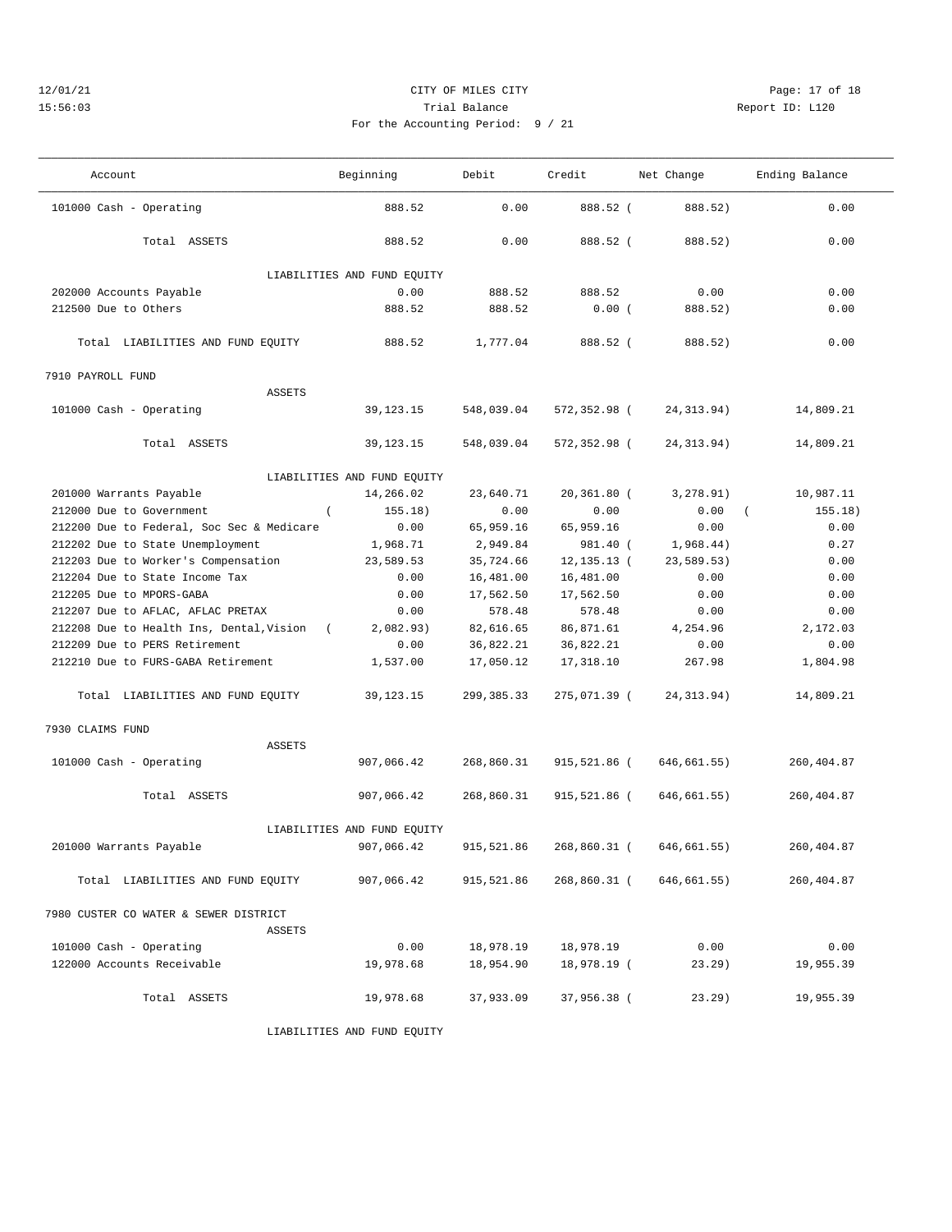12/01/21 CITY OF MILES CITY
15:56:03 Trial Balance Report ID: L120
For the Accounting Period: 9 / 21

| Account | Beginning | Debit | Credit | Net Change | Ending Balance |
|---|---|---|---|---|---|
| 101000 Cash - Operating | 888.52 | 0.00 | 888.52 | ( 888.52) | 0.00 |
| Total ASSETS | 888.52 | 0.00 | 888.52 | ( 888.52) | 0.00 |
| LIABILITIES AND FUND EQUITY | | | | | |
| 202000 Accounts Payable | 0.00 | 888.52 | 888.52 | 0.00 | 0.00 |
| 212500 Due to Others | 888.52 | 888.52 | 0.00 | ( 888.52) | 0.00 |
| Total LIABILITIES AND FUND EQUITY | 888.52 | 1,777.04 | 888.52 | ( 888.52) | 0.00 |
| **7910 PAYROLL FUND** | | | | | |
| ASSETS | | | | | |
| 101000 Cash - Operating | 39,123.15 | 548,039.04 | 572,352.98 | ( 24,313.94) | 14,809.21 |
| Total ASSETS | 39,123.15 | 548,039.04 | 572,352.98 | ( 24,313.94) | 14,809.21 |
| LIABILITIES AND FUND EQUITY | | | | | |
| 201000 Warrants Payable | 14,266.02 | 23,640.71 | 20,361.80 | ( 3,278.91) | 10,987.11 |
| 212000 Due to Government | ( 155.18) | 0.00 | 0.00 | 0.00 | ( 155.18) |
| 212200 Due to Federal, Soc Sec & Medicare | 0.00 | 65,959.16 | 65,959.16 | 0.00 | 0.00 |
| 212202 Due to State Unemployment | 1,968.71 | 2,949.84 | 981.40 | ( 1,968.44) | 0.27 |
| 212203 Due to Worker's Compensation | 23,589.53 | 35,724.66 | 12,135.13 | ( 23,589.53) | 0.00 |
| 212204 Due to State Income Tax | 0.00 | 16,481.00 | 16,481.00 | 0.00 | 0.00 |
| 212205 Due to MPORS-GABA | 0.00 | 17,562.50 | 17,562.50 | 0.00 | 0.00 |
| 212207 Due to AFLAC, AFLAC PRETAX | 0.00 | 578.48 | 578.48 | 0.00 | 0.00 |
| 212208 Due to Health Ins, Dental,Vision | ( 2,082.93) | 82,616.65 | 86,871.61 | 4,254.96 | 2,172.03 |
| 212209 Due to PERS Retirement | 0.00 | 36,822.21 | 36,822.21 | 0.00 | 0.00 |
| 212210 Due to FURS-GABA Retirement | 1,537.00 | 17,050.12 | 17,318.10 | 267.98 | 1,804.98 |
| Total LIABILITIES AND FUND EQUITY | 39,123.15 | 299,385.33 | 275,071.39 | ( 24,313.94) | 14,809.21 |
| **7930 CLAIMS FUND** | | | | | |
| ASSETS | | | | | |
| 101000 Cash - Operating | 907,066.42 | 268,860.31 | 915,521.86 | ( 646,661.55) | 260,404.87 |
| Total ASSETS | 907,066.42 | 268,860.31 | 915,521.86 | ( 646,661.55) | 260,404.87 |
| LIABILITIES AND FUND EQUITY | | | | | |
| 201000 Warrants Payable | 907,066.42 | 915,521.86 | 268,860.31 | ( 646,661.55) | 260,404.87 |
| Total LIABILITIES AND FUND EQUITY | 907,066.42 | 915,521.86 | 268,860.31 | ( 646,661.55) | 260,404.87 |
| **7980 CUSTER CO WATER & SEWER DISTRICT** | | | | | |
| ASSETS | | | | | |
| 101000 Cash - Operating | 0.00 | 18,978.19 | 18,978.19 | 0.00 | 0.00 |
| 122000 Accounts Receivable | 19,978.68 | 18,954.90 | 18,978.19 | ( 23.29) | 19,955.39 |
| Total ASSETS | 19,978.68 | 37,933.09 | 37,956.38 | ( 23.29) | 19,955.39 |
| LIABILITIES AND FUND EQUITY | | | | | |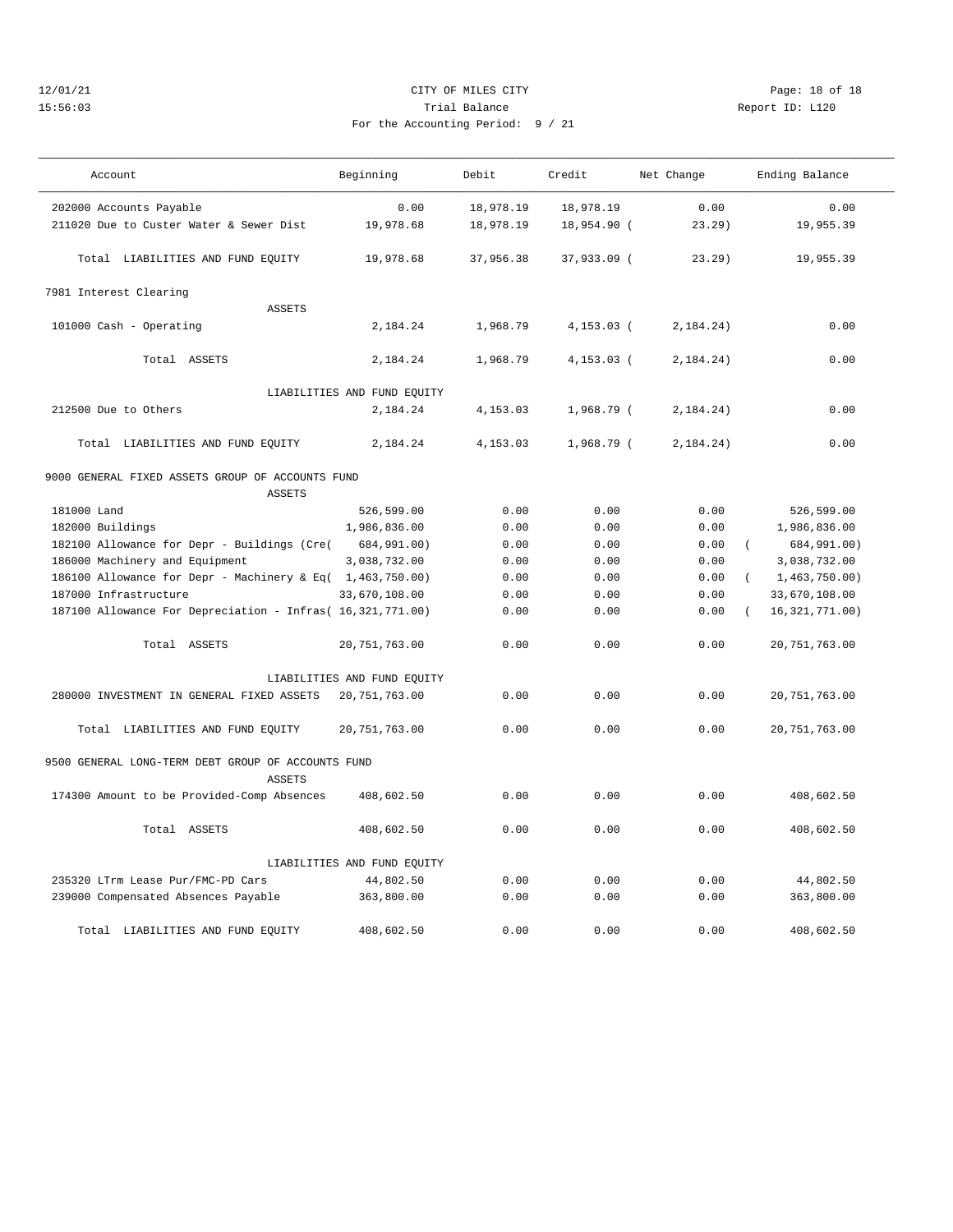12/01/21 CITY OF MILES CITY
15:56:03 Trial Balance Report ID: L120
For the Accounting Period: 9 / 21

| Account | Beginning | Debit | Credit | Net Change | Ending Balance |
|---|---|---|---|---|---|
| 202000 Accounts Payable | 0.00 | 18,978.19 | 18,978.19 | 0.00 | 0.00 |
| 211020 Due to Custer Water & Sewer Dist | 19,978.68 | 18,978.19 | 18,954.90 | ( 23.29) | 19,955.39 |
| Total LIABILITIES AND FUND EQUITY | 19,978.68 | 37,956.38 | 37,933.09 | ( 23.29) | 19,955.39 |
| 7981 Interest Clearing | | | | | |
| ASSETS | | | | | |
| 101000 Cash - Operating | 2,184.24 | 1,968.79 | 4,153.03 | ( 2,184.24) | 0.00 |
| Total ASSETS | 2,184.24 | 1,968.79 | 4,153.03 | ( 2,184.24) | 0.00 |
| LIABILITIES AND FUND EQUITY | | | | | |
| 212500 Due to Others | 2,184.24 | 4,153.03 | 1,968.79 | ( 2,184.24) | 0.00 |
| Total LIABILITIES AND FUND EQUITY | 2,184.24 | 4,153.03 | 1,968.79 | ( 2,184.24) | 0.00 |
| 9000 GENERAL FIXED ASSETS GROUP OF ACCOUNTS FUND | | | | | |
| ASSETS | | | | | |
| 181000 Land | 526,599.00 | 0.00 | 0.00 | 0.00 | 526,599.00 |
| 182000 Buildings | 1,986,836.00 | 0.00 | 0.00 | 0.00 | 1,986,836.00 |
| 182100 Allowance for Depr - Buildings (Cre | ( 684,991.00) | 0.00 | 0.00 | 0.00 | ( 684,991.00) |
| 186000 Machinery and Equipment | 3,038,732.00 | 0.00 | 0.00 | 0.00 | 3,038,732.00 |
| 186100 Allowance for Depr - Machinery & Eq | ( 1,463,750.00) | 0.00 | 0.00 | 0.00 | ( 1,463,750.00) |
| 187000 Infrastructure | 33,670,108.00 | 0.00 | 0.00 | 0.00 | 33,670,108.00 |
| 187100 Allowance For Depreciation - Infras | ( 16,321,771.00) | 0.00 | 0.00 | 0.00 | ( 16,321,771.00) |
| Total ASSETS | 20,751,763.00 | 0.00 | 0.00 | 0.00 | 20,751,763.00 |
| LIABILITIES AND FUND EQUITY | | | | | |
| 280000 INVESTMENT IN GENERAL FIXED ASSETS | 20,751,763.00 | 0.00 | 0.00 | 0.00 | 20,751,763.00 |
| Total LIABILITIES AND FUND EQUITY | 20,751,763.00 | 0.00 | 0.00 | 0.00 | 20,751,763.00 |
| 9500 GENERAL LONG-TERM DEBT GROUP OF ACCOUNTS FUND | | | | | |
| ASSETS | | | | | |
| 174300 Amount to be Provided-Comp Absences | 408,602.50 | 0.00 | 0.00 | 0.00 | 408,602.50 |
| Total ASSETS | 408,602.50 | 0.00 | 0.00 | 0.00 | 408,602.50 |
| LIABILITIES AND FUND EQUITY | | | | | |
| 235320 LTrm Lease Pur/FMC-PD Cars | 44,802.50 | 0.00 | 0.00 | 0.00 | 44,802.50 |
| 239000 Compensated Absences Payable | 363,800.00 | 0.00 | 0.00 | 0.00 | 363,800.00 |
| Total LIABILITIES AND FUND EQUITY | 408,602.50 | 0.00 | 0.00 | 0.00 | 408,602.50 |